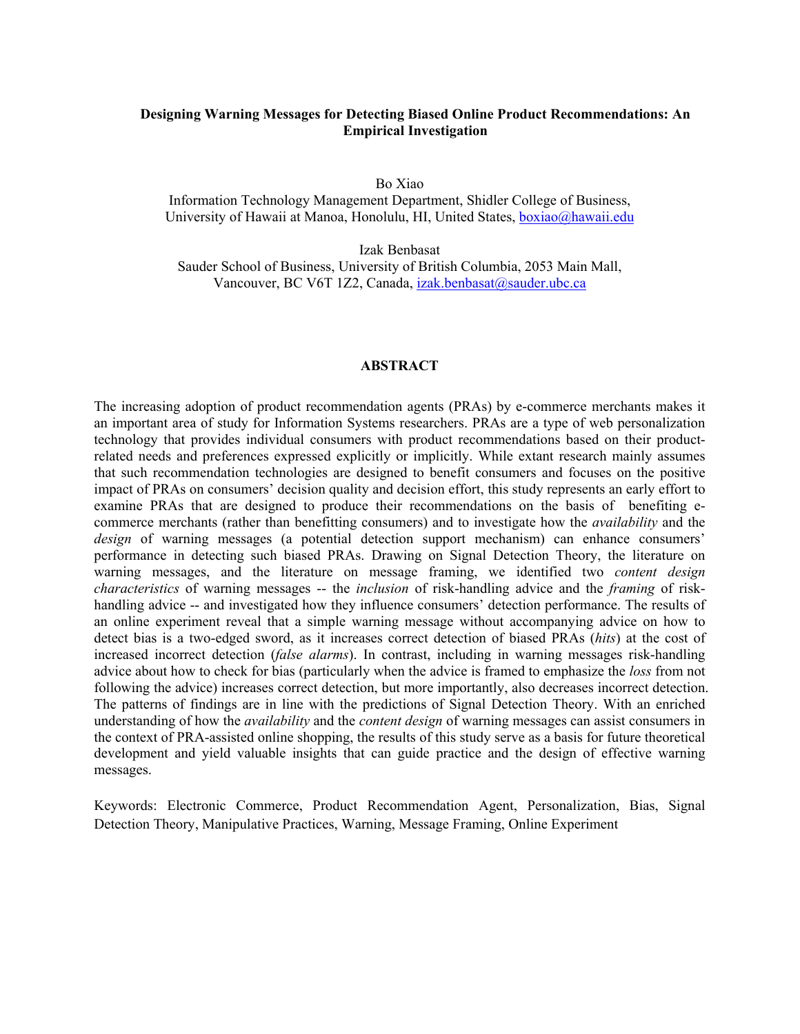# Designing Warning Messages for Detecting Biased Online Product Recommendations: An Empirical Investigation

Bo Xiao
Information Technology Management Department, Shidler College of Business,
University of Hawaii at Manoa, Honolulu, HI, United States, boxiao@hawaii.edu

Izak Benbasat
Sauder School of Business, University of British Columbia, 2053 Main Mall,
Vancouver, BC V6T 1Z2, Canada, izak.benbasat@sauder.ubc.ca

## ABSTRACT

The increasing adoption of product recommendation agents (PRAs) by e-commerce merchants makes it an important area of study for Information Systems researchers. PRAs are a type of web personalization technology that provides individual consumers with product recommendations based on their product-related needs and preferences expressed explicitly or implicitly. While extant research mainly assumes that such recommendation technologies are designed to benefit consumers and focuses on the positive impact of PRAs on consumers' decision quality and decision effort, this study represents an early effort to examine PRAs that are designed to produce their recommendations on the basis of benefiting e-commerce merchants (rather than benefitting consumers) and to investigate how the *availability* and the *design* of warning messages (a potential detection support mechanism) can enhance consumers' performance in detecting such biased PRAs. Drawing on Signal Detection Theory, the literature on warning messages, and the literature on message framing, we identified two *content design characteristics* of warning messages -- the *inclusion* of risk-handling advice and the *framing* of risk-handling advice -- and investigated how they influence consumers' detection performance. The results of an online experiment reveal that a simple warning message without accompanying advice on how to detect bias is a two-edged sword, as it increases correct detection of biased PRAs (*hits*) at the cost of increased incorrect detection (*false alarms*). In contrast, including in warning messages risk-handling advice about how to check for bias (particularly when the advice is framed to emphasize the *loss* from not following the advice) increases correct detection, but more importantly, also decreases incorrect detection. The patterns of findings are in line with the predictions of Signal Detection Theory. With an enriched understanding of how the *availability* and the *content design* of warning messages can assist consumers in the context of PRA-assisted online shopping, the results of this study serve as a basis for future theoretical development and yield valuable insights that can guide practice and the design of effective warning messages.

Keywords: Electronic Commerce, Product Recommendation Agent, Personalization, Bias, Signal Detection Theory, Manipulative Practices, Warning, Message Framing, Online Experiment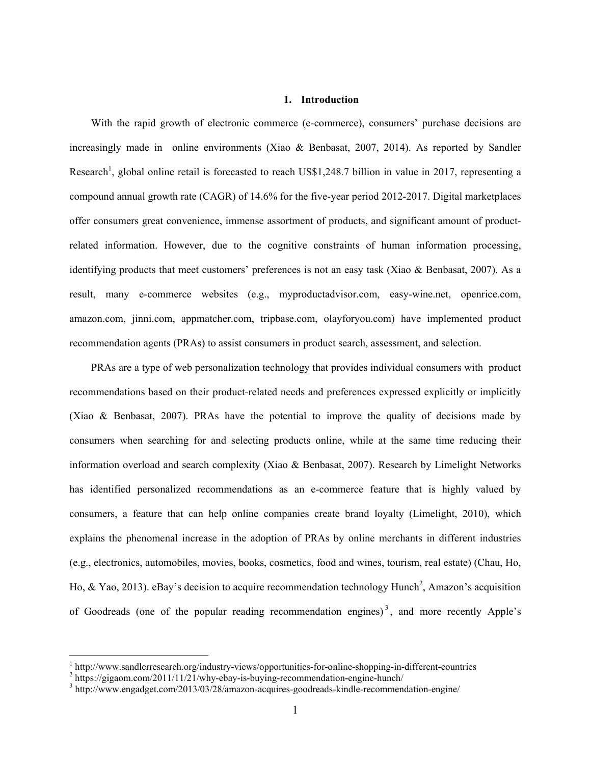# 1. Introduction

With the rapid growth of electronic commerce (e-commerce), consumers' purchase decisions are increasingly made in online environments (Xiao & Benbasat, 2007, 2014). As reported by Sandler Research[1], global online retail is forecasted to reach US$1,248.7 billion in value in 2017, representing a compound annual growth rate (CAGR) of 14.6% for the five-year period 2012-2017. Digital marketplaces offer consumers great convenience, immense assortment of products, and significant amount of product-related information. However, due to the cognitive constraints of human information processing, identifying products that meet customers' preferences is not an easy task (Xiao & Benbasat, 2007). As a result, many e-commerce websites (e.g., myproductadvisor.com, easy-wine.net, openrice.com, amazon.com, jinni.com, appmatcher.com, tripbase.com, olayforyou.com) have implemented product recommendation agents (PRAs) to assist consumers in product search, assessment, and selection.

PRAs are a type of web personalization technology that provides individual consumers with product recommendations based on their product-related needs and preferences expressed explicitly or implicitly (Xiao & Benbasat, 2007). PRAs have the potential to improve the quality of decisions made by consumers when searching for and selecting products online, while at the same time reducing their information overload and search complexity (Xiao & Benbasat, 2007). Research by Limelight Networks has identified personalized recommendations as an e-commerce feature that is highly valued by consumers, a feature that can help online companies create brand loyalty (Limelight, 2010), which explains the phenomenal increase in the adoption of PRAs by online merchants in different industries (e.g., electronics, automobiles, movies, books, cosmetics, food and wines, tourism, real estate) (Chau, Ho, Ho, & Yao, 2013). eBay's decision to acquire recommendation technology Hunch[2], Amazon's acquisition of Goodreads (one of the popular reading recommendation engines)[3], and more recently Apple's

[1] http://www.sandlerresearch.org/industry-views/opportunities-for-online-shopping-in-different-countries
[2] https://gigaom.com/2011/11/21/why-ebay-is-buying-recommendation-engine-hunch/
[3] http://www.engadget.com/2013/03/28/amazon-acquires-goodreads-kindle-recommendation-engine/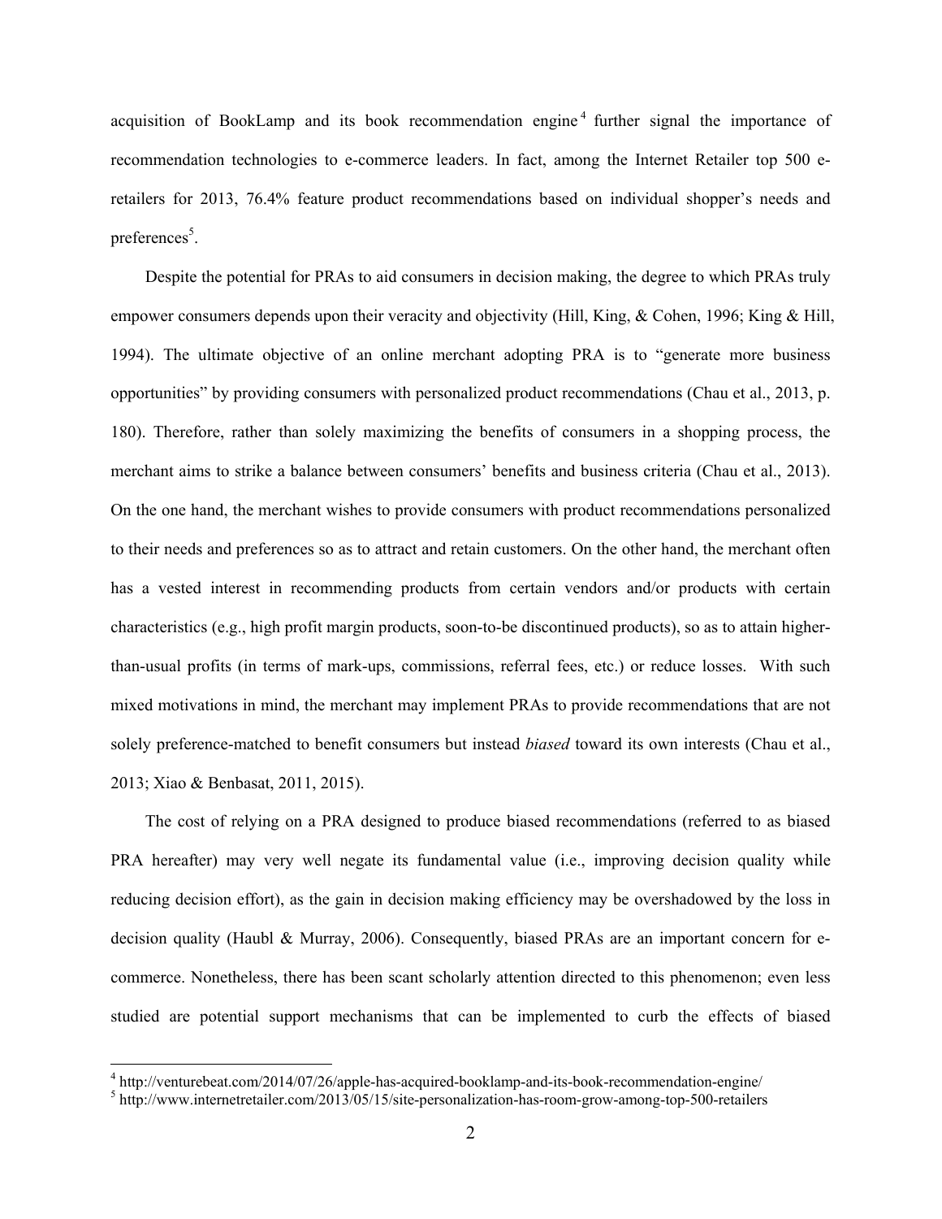acquisition of BookLamp and its book recommendation engine[4] further signal the importance of recommendation technologies to e-commerce leaders. In fact, among the Internet Retailer top 500 e-retailers for 2013, 76.4% feature product recommendations based on individual shopper's needs and preferences[5].

Despite the potential for PRAs to aid consumers in decision making, the degree to which PRAs truly empower consumers depends upon their veracity and objectivity (Hill, King, & Cohen, 1996; King & Hill, 1994). The ultimate objective of an online merchant adopting PRA is to "generate more business opportunities" by providing consumers with personalized product recommendations (Chau et al., 2013, p. 180). Therefore, rather than solely maximizing the benefits of consumers in a shopping process, the merchant aims to strike a balance between consumers' benefits and business criteria (Chau et al., 2013). On the one hand, the merchant wishes to provide consumers with product recommendations personalized to their needs and preferences so as to attract and retain customers. On the other hand, the merchant often has a vested interest in recommending products from certain vendors and/or products with certain characteristics (e.g., high profit margin products, soon-to-be discontinued products), so as to attain higher-than-usual profits (in terms of mark-ups, commissions, referral fees, etc.) or reduce losses. With such mixed motivations in mind, the merchant may implement PRAs to provide recommendations that are not solely preference-matched to benefit consumers but instead *biased* toward its own interests (Chau et al., 2013; Xiao & Benbasat, 2011, 2015).

The cost of relying on a PRA designed to produce biased recommendations (referred to as biased PRA hereafter) may very well negate its fundamental value (i.e., improving decision quality while reducing decision effort), as the gain in decision making efficiency may be overshadowed by the loss in decision quality (Haubl & Murray, 2006). Consequently, biased PRAs are an important concern for e-commerce. Nonetheless, there has been scant scholarly attention directed to this phenomenon; even less studied are potential support mechanisms that can be implemented to curb the effects of biased

---

[4] http://venturebeat.com/2014/07/26/apple-has-acquired-booklamp-and-its-book-recommendation-engine/

[5] http://www.internetretailer.com/2013/05/15/site-personalization-has-room-grow-among-top-500-retailers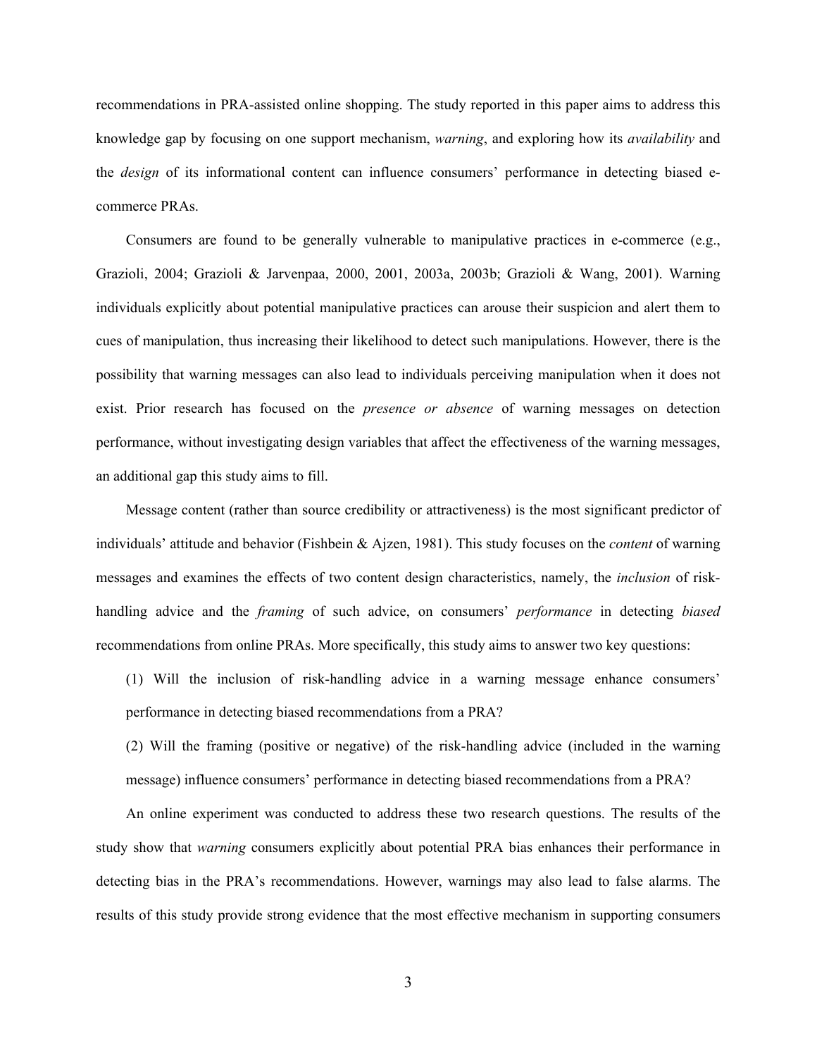recommendations in PRA-assisted online shopping. The study reported in this paper aims to address this knowledge gap by focusing on one support mechanism, *warning*, and exploring how its *availability* and the *design* of its informational content can influence consumers' performance in detecting biased e-commerce PRAs.

Consumers are found to be generally vulnerable to manipulative practices in e-commerce (e.g., Grazioli, 2004; Grazioli & Jarvenpaa, 2000, 2001, 2003a, 2003b; Grazioli & Wang, 2001). Warning individuals explicitly about potential manipulative practices can arouse their suspicion and alert them to cues of manipulation, thus increasing their likelihood to detect such manipulations. However, there is the possibility that warning messages can also lead to individuals perceiving manipulation when it does not exist. Prior research has focused on the *presence or absence* of warning messages on detection performance, without investigating design variables that affect the effectiveness of the warning messages, an additional gap this study aims to fill.

Message content (rather than source credibility or attractiveness) is the most significant predictor of individuals' attitude and behavior (Fishbein & Ajzen, 1981). This study focuses on the *content* of warning messages and examines the effects of two content design characteristics, namely, the *inclusion* of risk-handling advice and the *framing* of such advice, on consumers' *performance* in detecting *biased* recommendations from online PRAs. More specifically, this study aims to answer two key questions:

(1) Will the inclusion of risk-handling advice in a warning message enhance consumers' performance in detecting biased recommendations from a PRA?

(2) Will the framing (positive or negative) of the risk-handling advice (included in the warning message) influence consumers' performance in detecting biased recommendations from a PRA?

An online experiment was conducted to address these two research questions. The results of the study show that *warning* consumers explicitly about potential PRA bias enhances their performance in detecting bias in the PRA's recommendations. However, warnings may also lead to false alarms. The results of this study provide strong evidence that the most effective mechanism in supporting consumers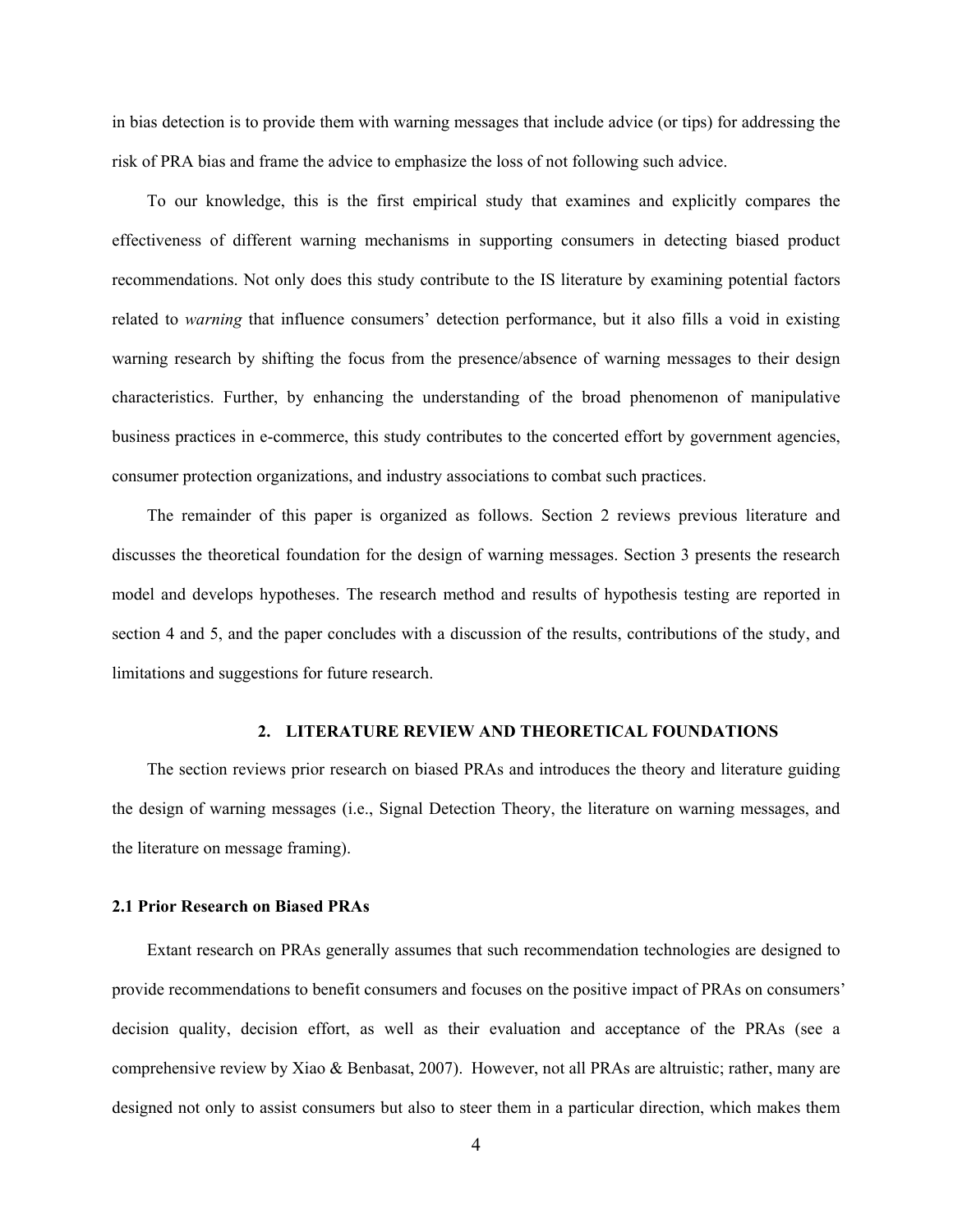in bias detection is to provide them with warning messages that include advice (or tips) for addressing the risk of PRA bias and frame the advice to emphasize the loss of not following such advice.

To our knowledge, this is the first empirical study that examines and explicitly compares the effectiveness of different warning mechanisms in supporting consumers in detecting biased product recommendations. Not only does this study contribute to the IS literature by examining potential factors related to *warning* that influence consumers' detection performance, but it also fills a void in existing warning research by shifting the focus from the presence/absence of warning messages to their design characteristics. Further, by enhancing the understanding of the broad phenomenon of manipulative business practices in e-commerce, this study contributes to the concerted effort by government agencies, consumer protection organizations, and industry associations to combat such practices.

The remainder of this paper is organized as follows. Section 2 reviews previous literature and discusses the theoretical foundation for the design of warning messages. Section 3 presents the research model and develops hypotheses. The research method and results of hypothesis testing are reported in section 4 and 5, and the paper concludes with a discussion of the results, contributions of the study, and limitations and suggestions for future research.

## 2. LITERATURE REVIEW AND THEORETICAL FOUNDATIONS

The section reviews prior research on biased PRAs and introduces the theory and literature guiding the design of warning messages (i.e., Signal Detection Theory, the literature on warning messages, and the literature on message framing).

### 2.1 Prior Research on Biased PRAs

Extant research on PRAs generally assumes that such recommendation technologies are designed to provide recommendations to benefit consumers and focuses on the positive impact of PRAs on consumers' decision quality, decision effort, as well as their evaluation and acceptance of the PRAs (see a comprehensive review by Xiao & Benbasat, 2007). However, not all PRAs are altruistic; rather, many are designed not only to assist consumers but also to steer them in a particular direction, which makes them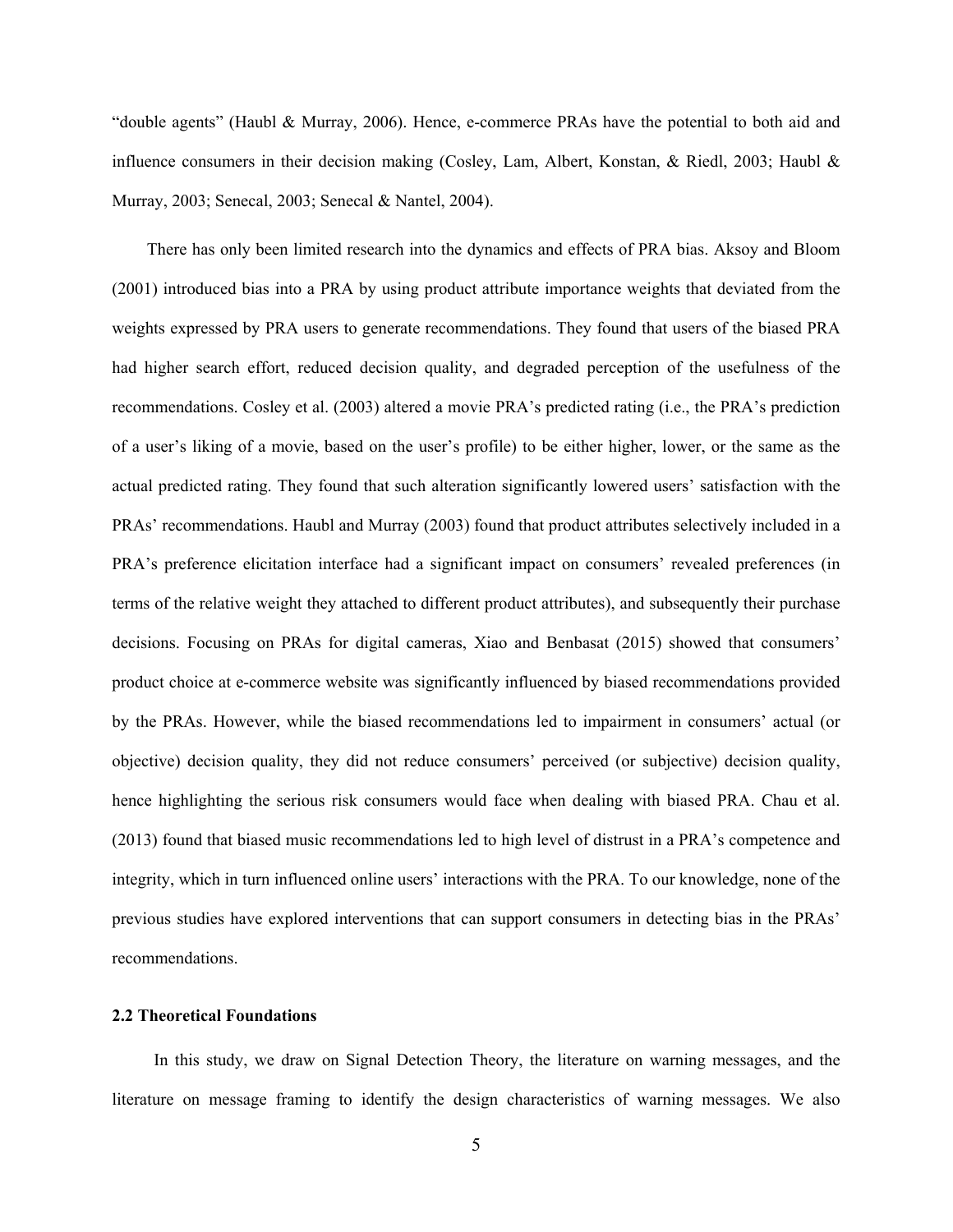"double agents" (Haubl & Murray, 2006). Hence, e-commerce PRAs have the potential to both aid and influence consumers in their decision making (Cosley, Lam, Albert, Konstan, & Riedl, 2003; Haubl & Murray, 2003; Senecal, 2003; Senecal & Nantel, 2004).

There has only been limited research into the dynamics and effects of PRA bias. Aksoy and Bloom (2001) introduced bias into a PRA by using product attribute importance weights that deviated from the weights expressed by PRA users to generate recommendations. They found that users of the biased PRA had higher search effort, reduced decision quality, and degraded perception of the usefulness of the recommendations. Cosley et al. (2003) altered a movie PRA's predicted rating (i.e., the PRA's prediction of a user's liking of a movie, based on the user's profile) to be either higher, lower, or the same as the actual predicted rating. They found that such alteration significantly lowered users' satisfaction with the PRAs' recommendations. Haubl and Murray (2003) found that product attributes selectively included in a PRA's preference elicitation interface had a significant impact on consumers' revealed preferences (in terms of the relative weight they attached to different product attributes), and subsequently their purchase decisions. Focusing on PRAs for digital cameras, Xiao and Benbasat (2015) showed that consumers' product choice at e-commerce website was significantly influenced by biased recommendations provided by the PRAs. However, while the biased recommendations led to impairment in consumers' actual (or objective) decision quality, they did not reduce consumers' perceived (or subjective) decision quality, hence highlighting the serious risk consumers would face when dealing with biased PRA. Chau et al. (2013) found that biased music recommendations led to high level of distrust in a PRA's competence and integrity, which in turn influenced online users' interactions with the PRA. To our knowledge, none of the previous studies have explored interventions that can support consumers in detecting bias in the PRAs' recommendations.

### 2.2 Theoretical Foundations

In this study, we draw on Signal Detection Theory, the literature on warning messages, and the literature on message framing to identify the design characteristics of warning messages. We also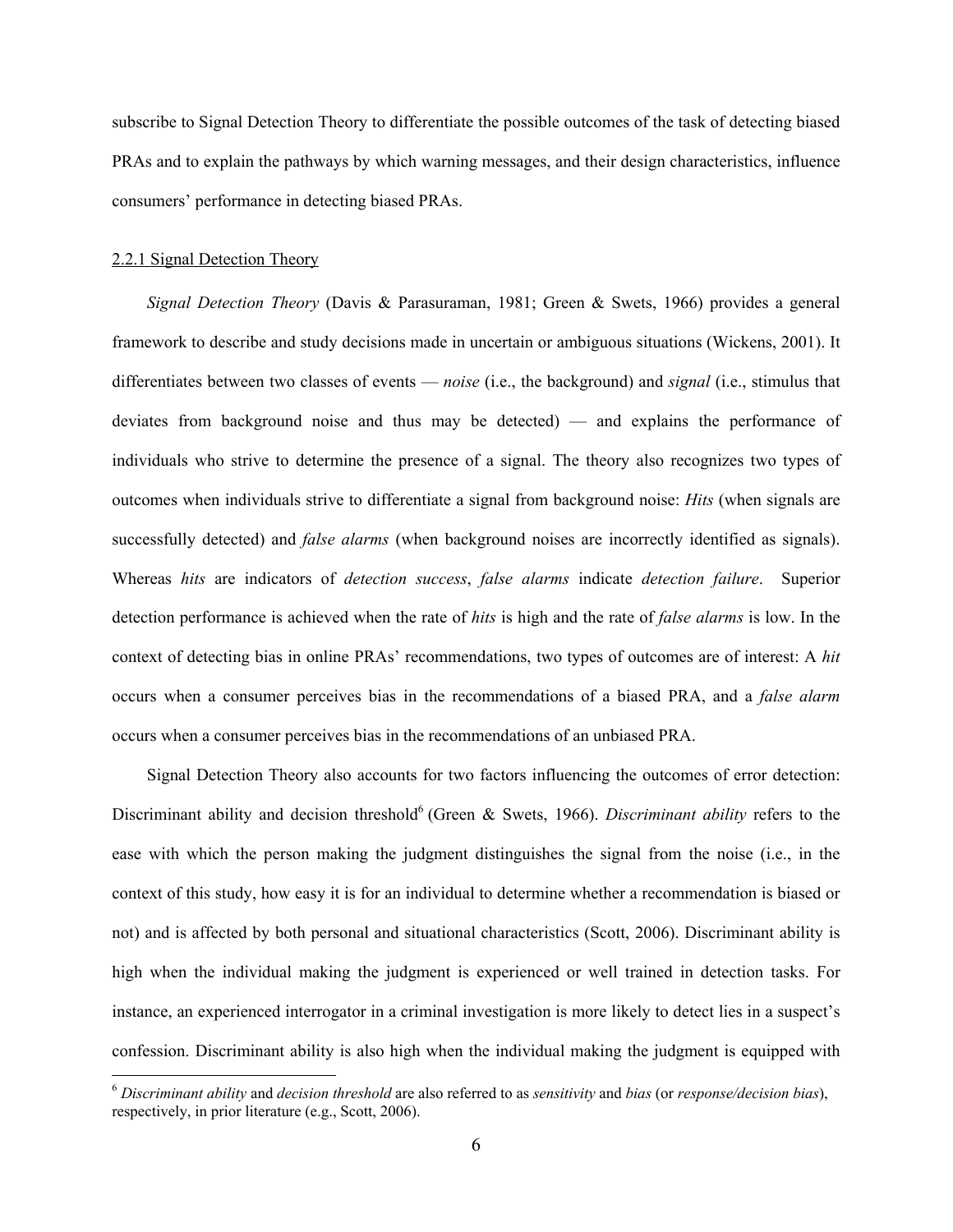subscribe to Signal Detection Theory to differentiate the possible outcomes of the task of detecting biased PRAs and to explain the pathways by which warning messages, and their design characteristics, influence consumers' performance in detecting biased PRAs.

### 2.2.1 Signal Detection Theory

*Signal Detection Theory* (Davis & Parasuraman, 1981; Green & Swets, 1966) provides a general framework to describe and study decisions made in uncertain or ambiguous situations (Wickens, 2001). It differentiates between two classes of events — *noise* (i.e., the background) and *signal* (i.e., stimulus that deviates from background noise and thus may be detected) — and explains the performance of individuals who strive to determine the presence of a signal. The theory also recognizes two types of outcomes when individuals strive to differentiate a signal from background noise: *Hits* (when signals are successfully detected) and *false alarms* (when background noises are incorrectly identified as signals). Whereas *hits* are indicators of *detection success*, *false alarms* indicate *detection failure*. Superior detection performance is achieved when the rate of *hits* is high and the rate of *false alarms* is low. In the context of detecting bias in online PRAs' recommendations, two types of outcomes are of interest: A *hit* occurs when a consumer perceives bias in the recommendations of a biased PRA, and a *false alarm* occurs when a consumer perceives bias in the recommendations of an unbiased PRA.

Signal Detection Theory also accounts for two factors influencing the outcomes of error detection: Discriminant ability and decision threshold[6] (Green & Swets, 1966). *Discriminant ability* refers to the ease with which the person making the judgment distinguishes the signal from the noise (i.e., in the context of this study, how easy it is for an individual to determine whether a recommendation is biased or not) and is affected by both personal and situational characteristics (Scott, 2006). Discriminant ability is high when the individual making the judgment is experienced or well trained in detection tasks. For instance, an experienced interrogator in a criminal investigation is more likely to detect lies in a suspect's confession. Discriminant ability is also high when the individual making the judgment is equipped with

[6] *Discriminant ability* and *decision threshold* are also referred to as *sensitivity* and *bias* (or *response/decision bias*), respectively, in prior literature (e.g., Scott, 2006).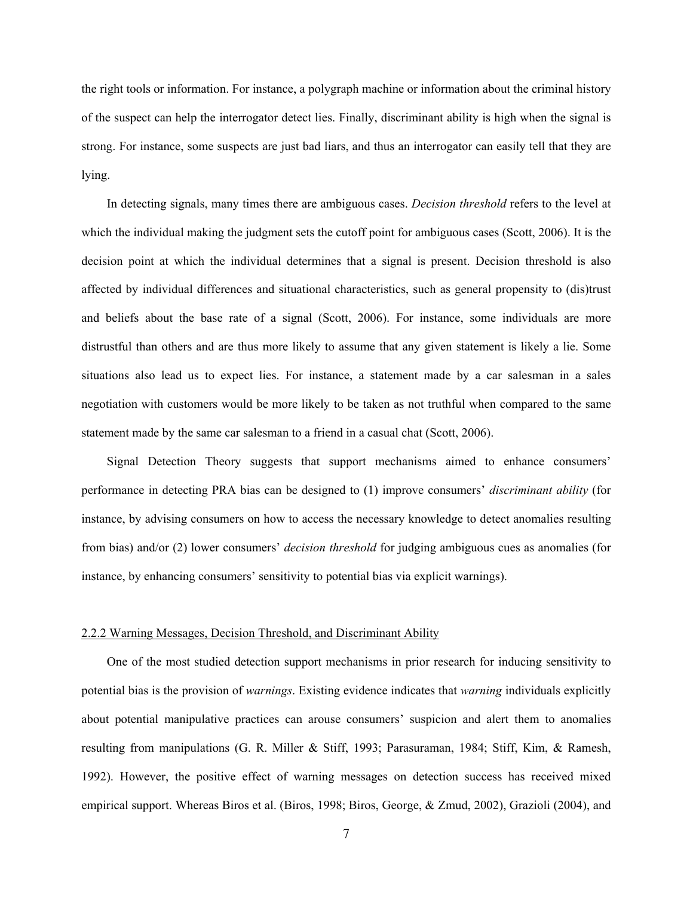the right tools or information. For instance, a polygraph machine or information about the criminal history of the suspect can help the interrogator detect lies. Finally, discriminant ability is high when the signal is strong. For instance, some suspects are just bad liars, and thus an interrogator can easily tell that they are lying.

In detecting signals, many times there are ambiguous cases. *Decision threshold* refers to the level at which the individual making the judgment sets the cutoff point for ambiguous cases (Scott, 2006). It is the decision point at which the individual determines that a signal is present. Decision threshold is also affected by individual differences and situational characteristics, such as general propensity to (dis)trust and beliefs about the base rate of a signal (Scott, 2006). For instance, some individuals are more distrustful than others and are thus more likely to assume that any given statement is likely a lie. Some situations also lead us to expect lies. For instance, a statement made by a car salesman in a sales negotiation with customers would be more likely to be taken as not truthful when compared to the same statement made by the same car salesman to a friend in a casual chat (Scott, 2006).

Signal Detection Theory suggests that support mechanisms aimed to enhance consumers' performance in detecting PRA bias can be designed to (1) improve consumers' *discriminant ability* (for instance, by advising consumers on how to access the necessary knowledge to detect anomalies resulting from bias) and/or (2) lower consumers' *decision threshold* for judging ambiguous cues as anomalies (for instance, by enhancing consumers' sensitivity to potential bias via explicit warnings).

### 2.2.2 Warning Messages, Decision Threshold, and Discriminant Ability

One of the most studied detection support mechanisms in prior research for inducing sensitivity to potential bias is the provision of *warnings*. Existing evidence indicates that *warning* individuals explicitly about potential manipulative practices can arouse consumers' suspicion and alert them to anomalies resulting from manipulations (G. R. Miller & Stiff, 1993; Parasuraman, 1984; Stiff, Kim, & Ramesh, 1992). However, the positive effect of warning messages on detection success has received mixed empirical support. Whereas Biros et al. (Biros, 1998; Biros, George, & Zmud, 2002), Grazioli (2004), and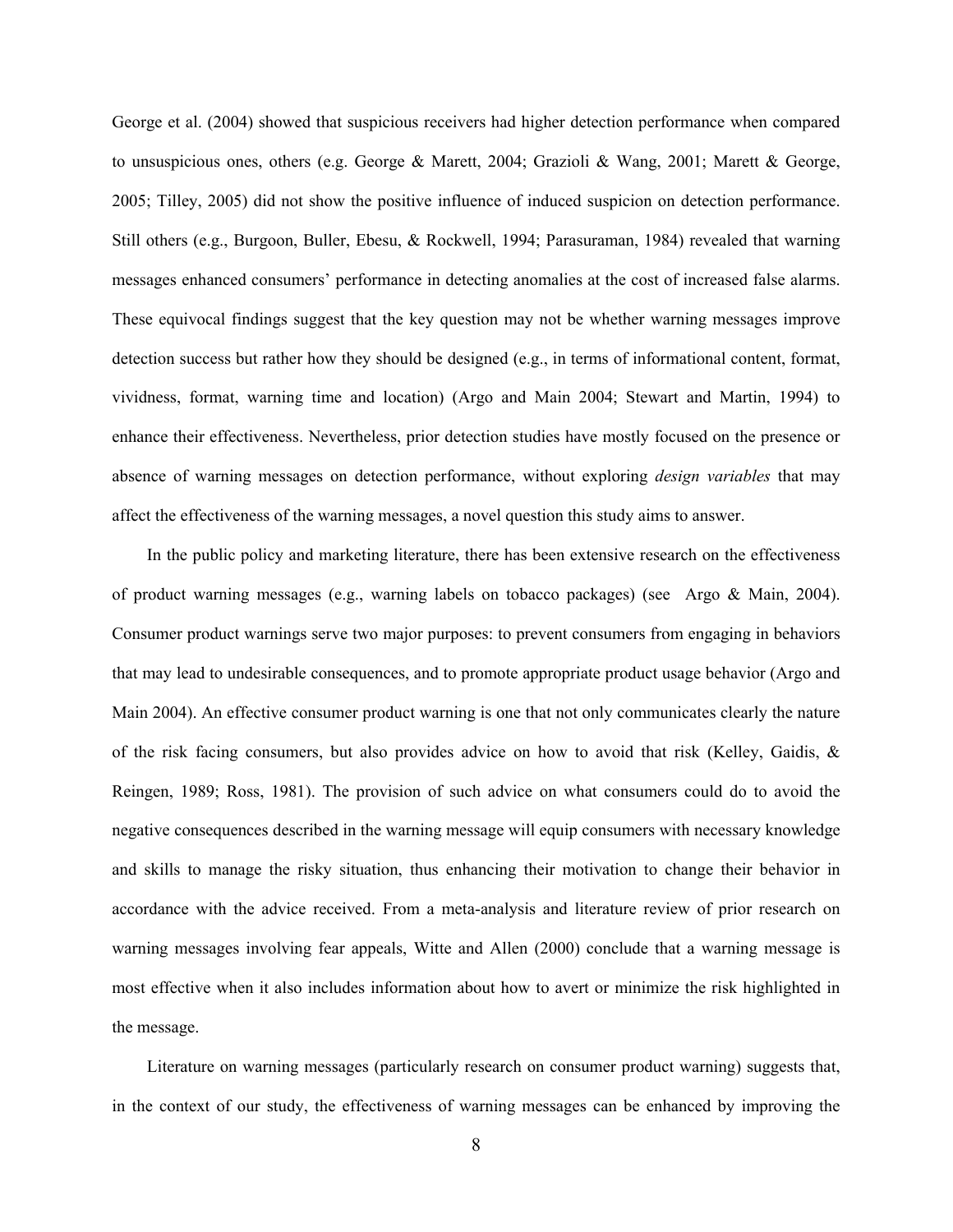George et al. (2004) showed that suspicious receivers had higher detection performance when compared to unsuspicious ones, others (e.g. George & Marett, 2004; Grazioli & Wang, 2001; Marett & George, 2005; Tilley, 2005) did not show the positive influence of induced suspicion on detection performance. Still others (e.g., Burgoon, Buller, Ebesu, & Rockwell, 1994; Parasuraman, 1984) revealed that warning messages enhanced consumers' performance in detecting anomalies at the cost of increased false alarms. These equivocal findings suggest that the key question may not be whether warning messages improve detection success but rather how they should be designed (e.g., in terms of informational content, format, vividness, format, warning time and location) (Argo and Main 2004; Stewart and Martin, 1994) to enhance their effectiveness. Nevertheless, prior detection studies have mostly focused on the presence or absence of warning messages on detection performance, without exploring *design variables* that may affect the effectiveness of the warning messages, a novel question this study aims to answer.

In the public policy and marketing literature, there has been extensive research on the effectiveness of product warning messages (e.g., warning labels on tobacco packages) (see Argo & Main, 2004). Consumer product warnings serve two major purposes: to prevent consumers from engaging in behaviors that may lead to undesirable consequences, and to promote appropriate product usage behavior (Argo and Main 2004). An effective consumer product warning is one that not only communicates clearly the nature of the risk facing consumers, but also provides advice on how to avoid that risk (Kelley, Gaidis, & Reingen, 1989; Ross, 1981). The provision of such advice on what consumers could do to avoid the negative consequences described in the warning message will equip consumers with necessary knowledge and skills to manage the risky situation, thus enhancing their motivation to change their behavior in accordance with the advice received. From a meta-analysis and literature review of prior research on warning messages involving fear appeals, Witte and Allen (2000) conclude that a warning message is most effective when it also includes information about how to avert or minimize the risk highlighted in the message.

Literature on warning messages (particularly research on consumer product warning) suggests that, in the context of our study, the effectiveness of warning messages can be enhanced by improving the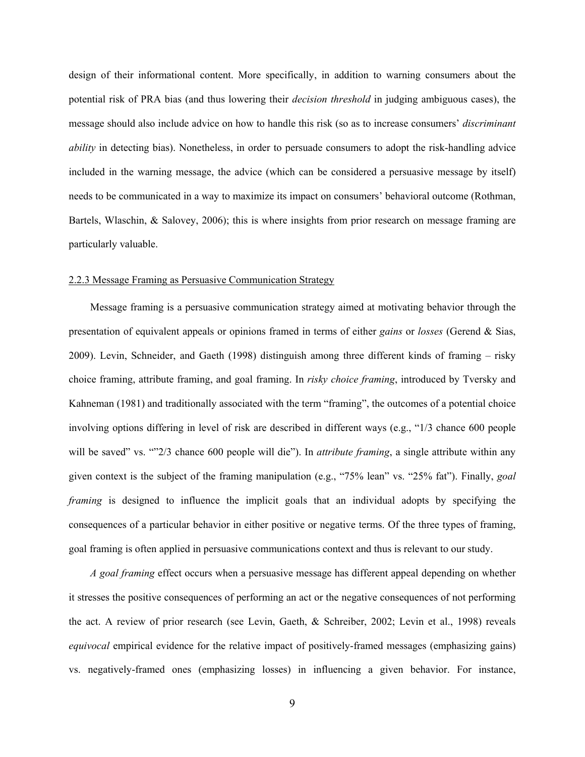design of their informational content. More specifically, in addition to warning consumers about the potential risk of PRA bias (and thus lowering their *decision threshold* in judging ambiguous cases), the message should also include advice on how to handle this risk (so as to increase consumers' *discriminant ability* in detecting bias). Nonetheless, in order to persuade consumers to adopt the risk-handling advice included in the warning message, the advice (which can be considered a persuasive message by itself) needs to be communicated in a way to maximize its impact on consumers' behavioral outcome (Rothman, Bartels, Wlaschin, & Salovey, 2006); this is where insights from prior research on message framing are particularly valuable.

### 2.2.3 Message Framing as Persuasive Communication Strategy

Message framing is a persuasive communication strategy aimed at motivating behavior through the presentation of equivalent appeals or opinions framed in terms of either *gains* or *losses* (Gerend & Sias, 2009). Levin, Schneider, and Gaeth (1998) distinguish among three different kinds of framing – risky choice framing, attribute framing, and goal framing. In *risky choice framing*, introduced by Tversky and Kahneman (1981) and traditionally associated with the term "framing", the outcomes of a potential choice involving options differing in level of risk are described in different ways (e.g., "1/3 chance 600 people will be saved" vs. ""2/3 chance 600 people will die"). In *attribute framing*, a single attribute within any given context is the subject of the framing manipulation (e.g., "75% lean" vs. "25% fat"). Finally, *goal framing* is designed to influence the implicit goals that an individual adopts by specifying the consequences of a particular behavior in either positive or negative terms. Of the three types of framing, goal framing is often applied in persuasive communications context and thus is relevant to our study.

*A goal framing* effect occurs when a persuasive message has different appeal depending on whether it stresses the positive consequences of performing an act or the negative consequences of not performing the act. A review of prior research (see Levin, Gaeth, & Schreiber, 2002; Levin et al., 1998) reveals *equivocal* empirical evidence for the relative impact of positively-framed messages (emphasizing gains) vs. negatively-framed ones (emphasizing losses) in influencing a given behavior. For instance,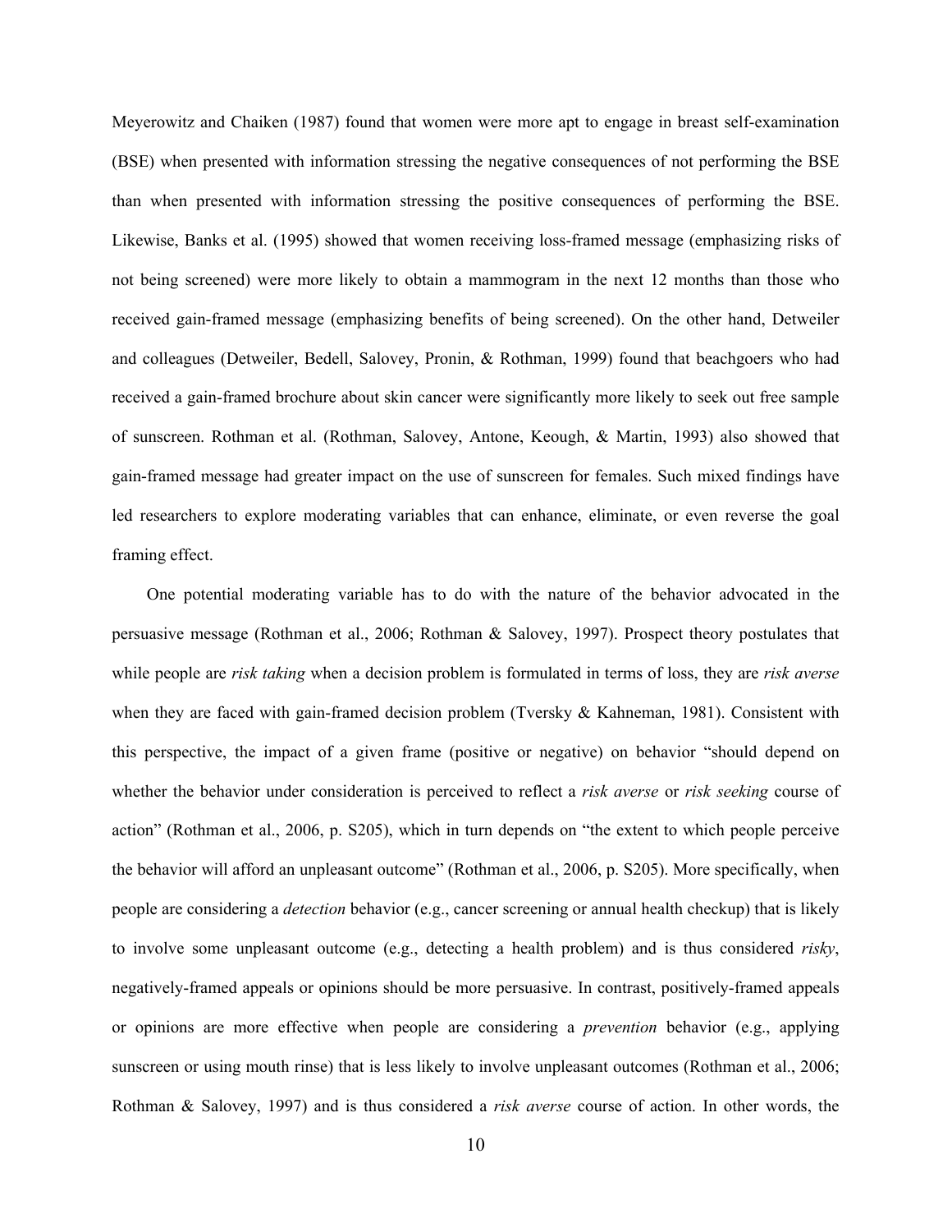Meyerowitz and Chaiken (1987) found that women were more apt to engage in breast self-examination (BSE) when presented with information stressing the negative consequences of not performing the BSE than when presented with information stressing the positive consequences of performing the BSE. Likewise, Banks et al. (1995) showed that women receiving loss-framed message (emphasizing risks of not being screened) were more likely to obtain a mammogram in the next 12 months than those who received gain-framed message (emphasizing benefits of being screened). On the other hand, Detweiler and colleagues (Detweiler, Bedell, Salovey, Pronin, & Rothman, 1999) found that beachgoers who had received a gain-framed brochure about skin cancer were significantly more likely to seek out free sample of sunscreen. Rothman et al. (Rothman, Salovey, Antone, Keough, & Martin, 1993) also showed that gain-framed message had greater impact on the use of sunscreen for females. Such mixed findings have led researchers to explore moderating variables that can enhance, eliminate, or even reverse the goal framing effect.

One potential moderating variable has to do with the nature of the behavior advocated in the persuasive message (Rothman et al., 2006; Rothman & Salovey, 1997). Prospect theory postulates that while people are *risk taking* when a decision problem is formulated in terms of loss, they are *risk averse* when they are faced with gain-framed decision problem (Tversky & Kahneman, 1981). Consistent with this perspective, the impact of a given frame (positive or negative) on behavior "should depend on whether the behavior under consideration is perceived to reflect a *risk averse* or *risk seeking* course of action" (Rothman et al., 2006, p. S205), which in turn depends on "the extent to which people perceive the behavior will afford an unpleasant outcome" (Rothman et al., 2006, p. S205). More specifically, when people are considering a *detection* behavior (e.g., cancer screening or annual health checkup) that is likely to involve some unpleasant outcome (e.g., detecting a health problem) and is thus considered *risky*, negatively-framed appeals or opinions should be more persuasive. In contrast, positively-framed appeals or opinions are more effective when people are considering a *prevention* behavior (e.g., applying sunscreen or using mouth rinse) that is less likely to involve unpleasant outcomes (Rothman et al., 2006; Rothman & Salovey, 1997) and is thus considered a *risk averse* course of action. In other words, the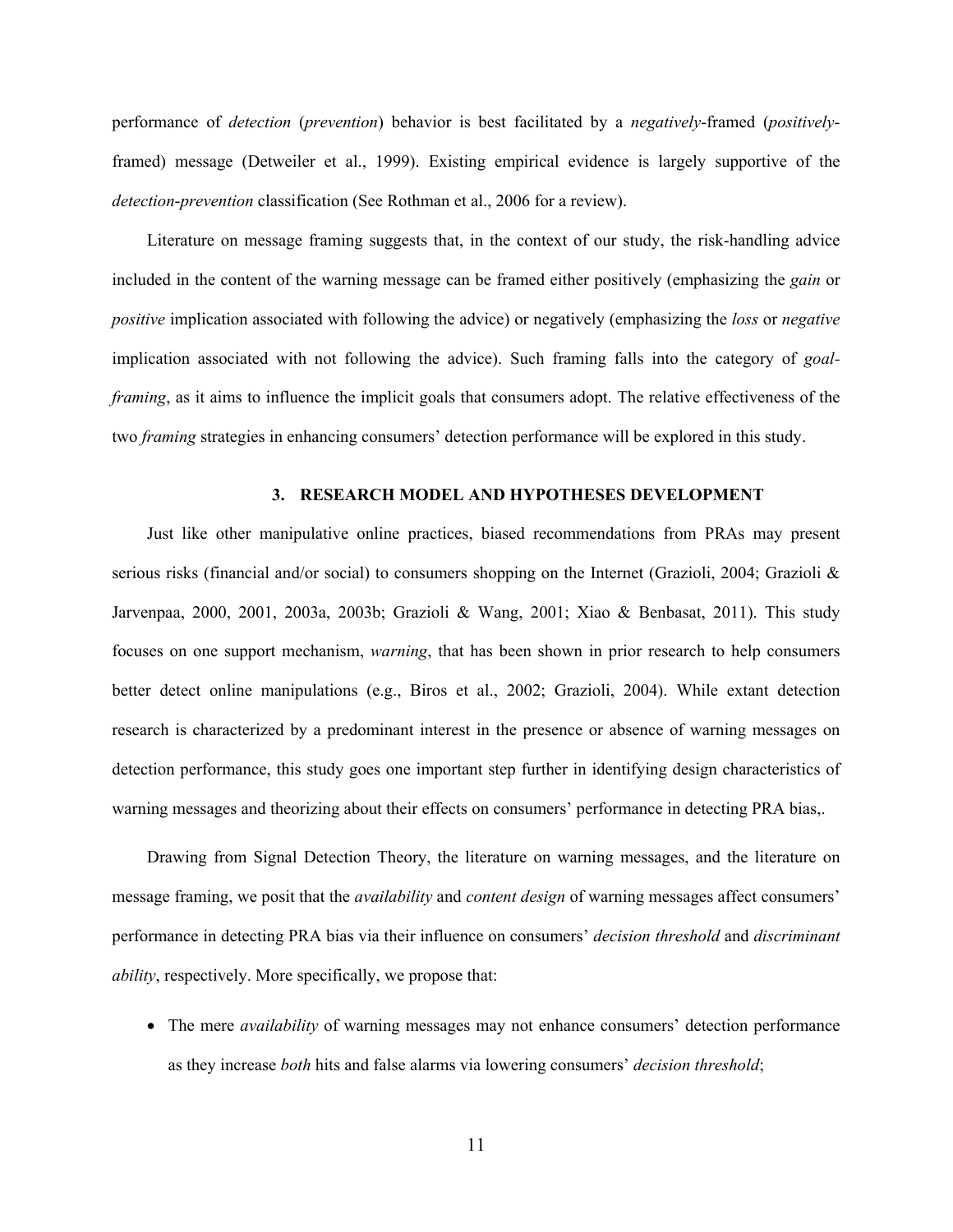performance of *detection* (*prevention*) behavior is best facilitated by a *negatively*-framed (*positively*-framed) message (Detweiler et al., 1999). Existing empirical evidence is largely supportive of the *detection-prevention* classification (See Rothman et al., 2006 for a review).

Literature on message framing suggests that, in the context of our study, the risk-handling advice included in the content of the warning message can be framed either positively (emphasizing the *gain* or *positive* implication associated with following the advice) or negatively (emphasizing the *loss* or *negative* implication associated with not following the advice). Such framing falls into the category of *goal-framing*, as it aims to influence the implicit goals that consumers adopt. The relative effectiveness of the two *framing* strategies in enhancing consumers' detection performance will be explored in this study.

## 3. RESEARCH MODEL AND HYPOTHESES DEVELOPMENT

Just like other manipulative online practices, biased recommendations from PRAs may present serious risks (financial and/or social) to consumers shopping on the Internet (Grazioli, 2004; Grazioli & Jarvenpaa, 2000, 2001, 2003a, 2003b; Grazioli & Wang, 2001; Xiao & Benbasat, 2011). This study focuses on one support mechanism, *warning*, that has been shown in prior research to help consumers better detect online manipulations (e.g., Biros et al., 2002; Grazioli, 2004). While extant detection research is characterized by a predominant interest in the presence or absence of warning messages on detection performance, this study goes one important step further in identifying design characteristics of warning messages and theorizing about their effects on consumers' performance in detecting PRA bias,.

Drawing from Signal Detection Theory, the literature on warning messages, and the literature on message framing, we posit that the *availability* and *content design* of warning messages affect consumers' performance in detecting PRA bias via their influence on consumers' *decision threshold* and *discriminant ability*, respectively. More specifically, we propose that:

- The mere *availability* of warning messages may not enhance consumers' detection performance as they increase *both* hits and false alarms via lowering consumers' *decision threshold*;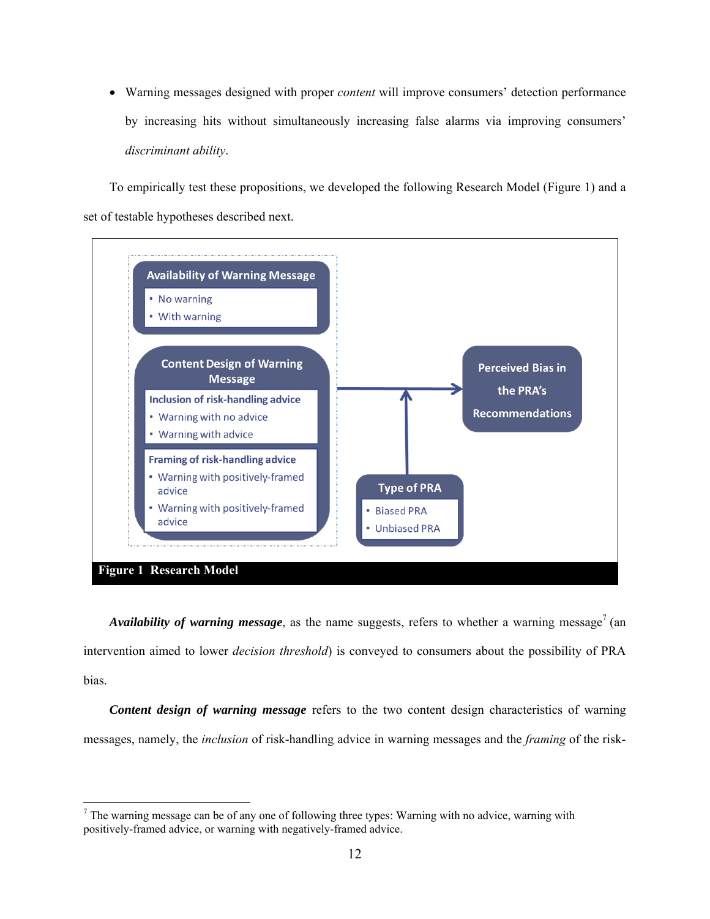- Warning messages designed with proper *content* will improve consumers' detection performance by increasing hits without simultaneously increasing false alarms via improving consumers' *discriminant ability*.

To empirically test these propositions, we developed the following Research Model (Figure 1) and a set of testable hypotheses described next.

**Figure 1 Research Model**

***Availability of warning message***, as the name suggests, refers to whether a warning message[7] (an intervention aimed to lower *decision threshold*) is conveyed to consumers about the possibility of PRA bias.

***Content design of warning message*** refers to the two content design characteristics of warning messages, namely, the *inclusion* of risk-handling advice in warning messages and the *framing* of the risk-

[7] The warning message can be of any one of following three types: Warning with no advice, warning with positively-framed advice, or warning with negatively-framed advice.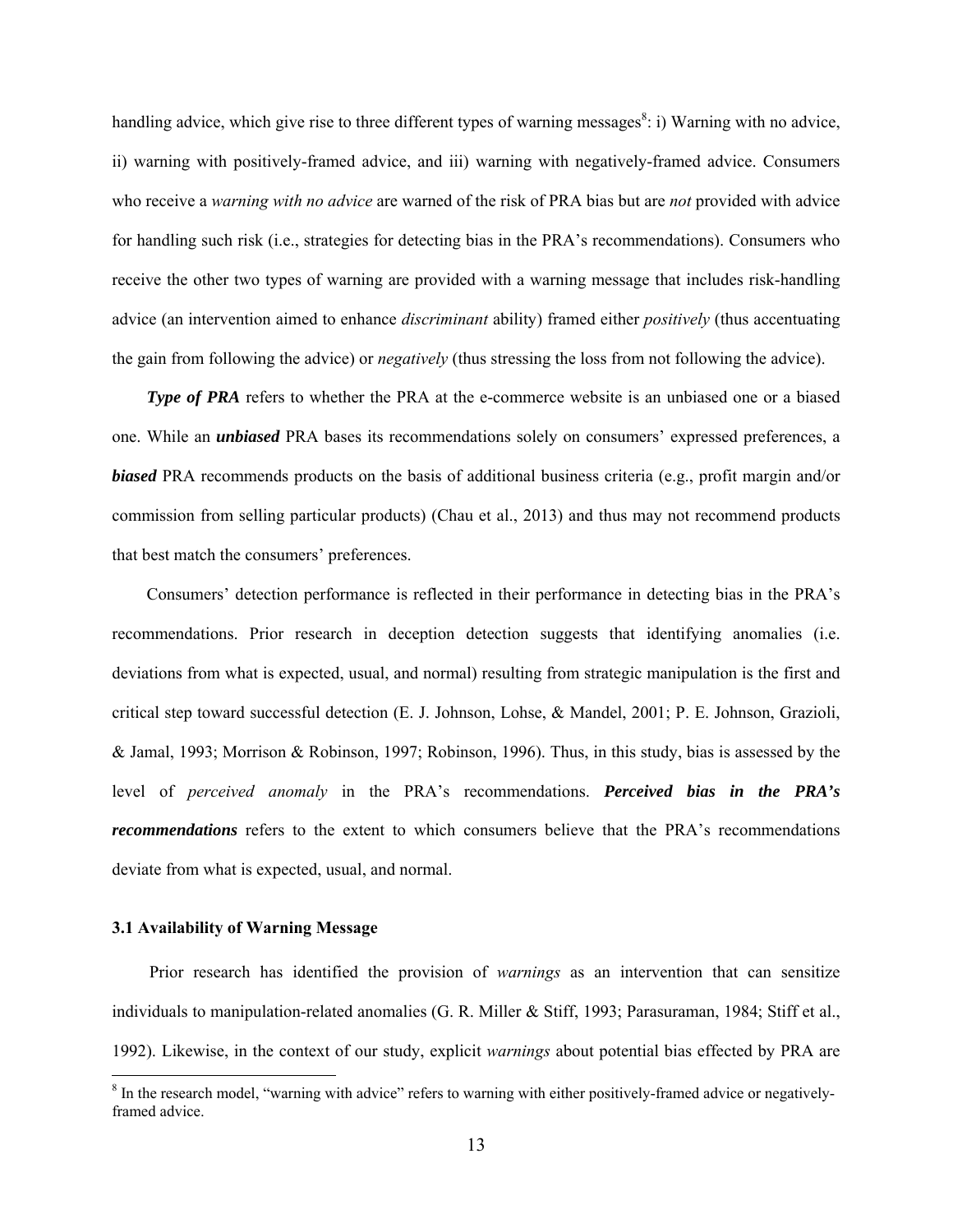handling advice, which give rise to three different types of warning messages[8]: i) Warning with no advice, ii) warning with positively-framed advice, and iii) warning with negatively-framed advice. Consumers who receive a *warning with no advice* are warned of the risk of PRA bias but are *not* provided with advice for handling such risk (i.e., strategies for detecting bias in the PRA's recommendations). Consumers who receive the other two types of warning are provided with a warning message that includes risk-handling advice (an intervention aimed to enhance *discriminant* ability) framed either *positively* (thus accentuating the gain from following the advice) or *negatively* (thus stressing the loss from not following the advice).

***Type of PRA*** refers to whether the PRA at the e-commerce website is an unbiased one or a biased one. While an ***unbiased*** PRA bases its recommendations solely on consumers' expressed preferences, a ***biased*** PRA recommends products on the basis of additional business criteria (e.g., profit margin and/or commission from selling particular products) (Chau et al., 2013) and thus may not recommend products that best match the consumers' preferences.

Consumers' detection performance is reflected in their performance in detecting bias in the PRA's recommendations. Prior research in deception detection suggests that identifying anomalies (i.e. deviations from what is expected, usual, and normal) resulting from strategic manipulation is the first and critical step toward successful detection (E. J. Johnson, Lohse, & Mandel, 2001; P. E. Johnson, Grazioli, & Jamal, 1993; Morrison & Robinson, 1997; Robinson, 1996). Thus, in this study, bias is assessed by the level of *perceived anomaly* in the PRA's recommendations. ***Perceived bias in the PRA's recommendations*** refers to the extent to which consumers believe that the PRA's recommendations deviate from what is expected, usual, and normal.

### 3.1 Availability of Warning Message

Prior research has identified the provision of *warnings* as an intervention that can sensitize individuals to manipulation-related anomalies (G. R. Miller & Stiff, 1993; Parasuraman, 1984; Stiff et al., 1992). Likewise, in the context of our study, explicit *warnings* about potential bias effected by PRA are

[8] In the research model, "warning with advice" refers to warning with either positively-framed advice or negatively-framed advice.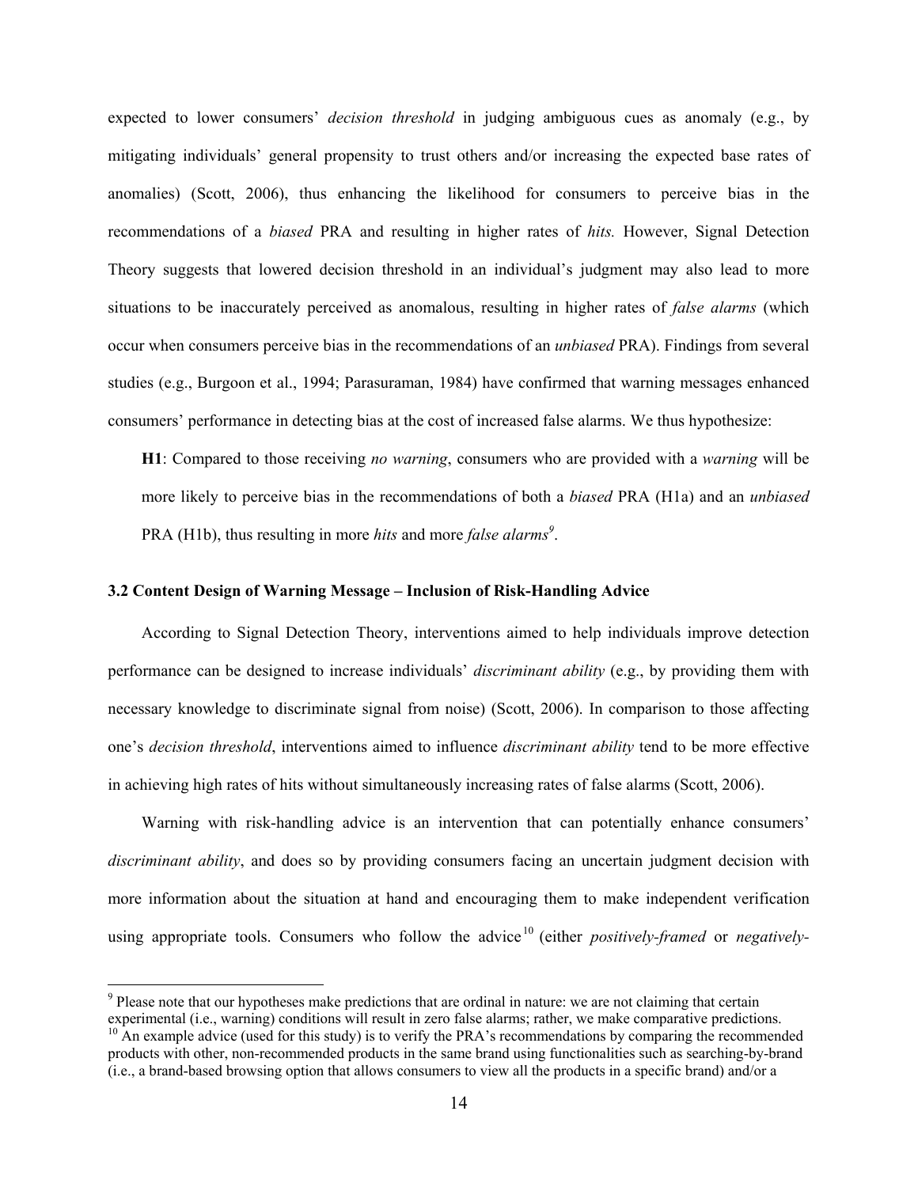expected to lower consumers' *decision threshold* in judging ambiguous cues as anomaly (e.g., by mitigating individuals' general propensity to trust others and/or increasing the expected base rates of anomalies) (Scott, 2006), thus enhancing the likelihood for consumers to perceive bias in the recommendations of a *biased* PRA and resulting in higher rates of *hits.* However, Signal Detection Theory suggests that lowered decision threshold in an individual's judgment may also lead to more situations to be inaccurately perceived as anomalous, resulting in higher rates of *false alarms* (which occur when consumers perceive bias in the recommendations of an *unbiased* PRA). Findings from several studies (e.g., Burgoon et al., 1994; Parasuraman, 1984) have confirmed that warning messages enhanced consumers' performance in detecting bias at the cost of increased false alarms. We thus hypothesize:

**H1**: Compared to those receiving *no warning*, consumers who are provided with a *warning* will be more likely to perceive bias in the recommendations of both a *biased* PRA (H1a) and an *unbiased* PRA (H1b), thus resulting in more *hits* and more *false alarms*[9].

### 3.2 Content Design of Warning Message – Inclusion of Risk-Handling Advice

According to Signal Detection Theory, interventions aimed to help individuals improve detection performance can be designed to increase individuals' *discriminant ability* (e.g., by providing them with necessary knowledge to discriminate signal from noise) (Scott, 2006). In comparison to those affecting one's *decision threshold*, interventions aimed to influence *discriminant ability* tend to be more effective in achieving high rates of hits without simultaneously increasing rates of false alarms (Scott, 2006).

Warning with risk-handling advice is an intervention that can potentially enhance consumers' *discriminant ability*, and does so by providing consumers facing an uncertain judgment decision with more information about the situation at hand and encouraging them to make independent verification using appropriate tools. Consumers who follow the advice[10] (either *positively-framed* or *negatively-*

[9] Please note that our hypotheses make predictions that are ordinal in nature: we are not claiming that certain experimental (i.e., warning) conditions will result in zero false alarms; rather, we make comparative predictions.

[10] An example advice (used for this study) is to verify the PRA's recommendations by comparing the recommended products with other, non-recommended products in the same brand using functionalities such as searching-by-brand (i.e., a brand-based browsing option that allows consumers to view all the products in a specific brand) and/or a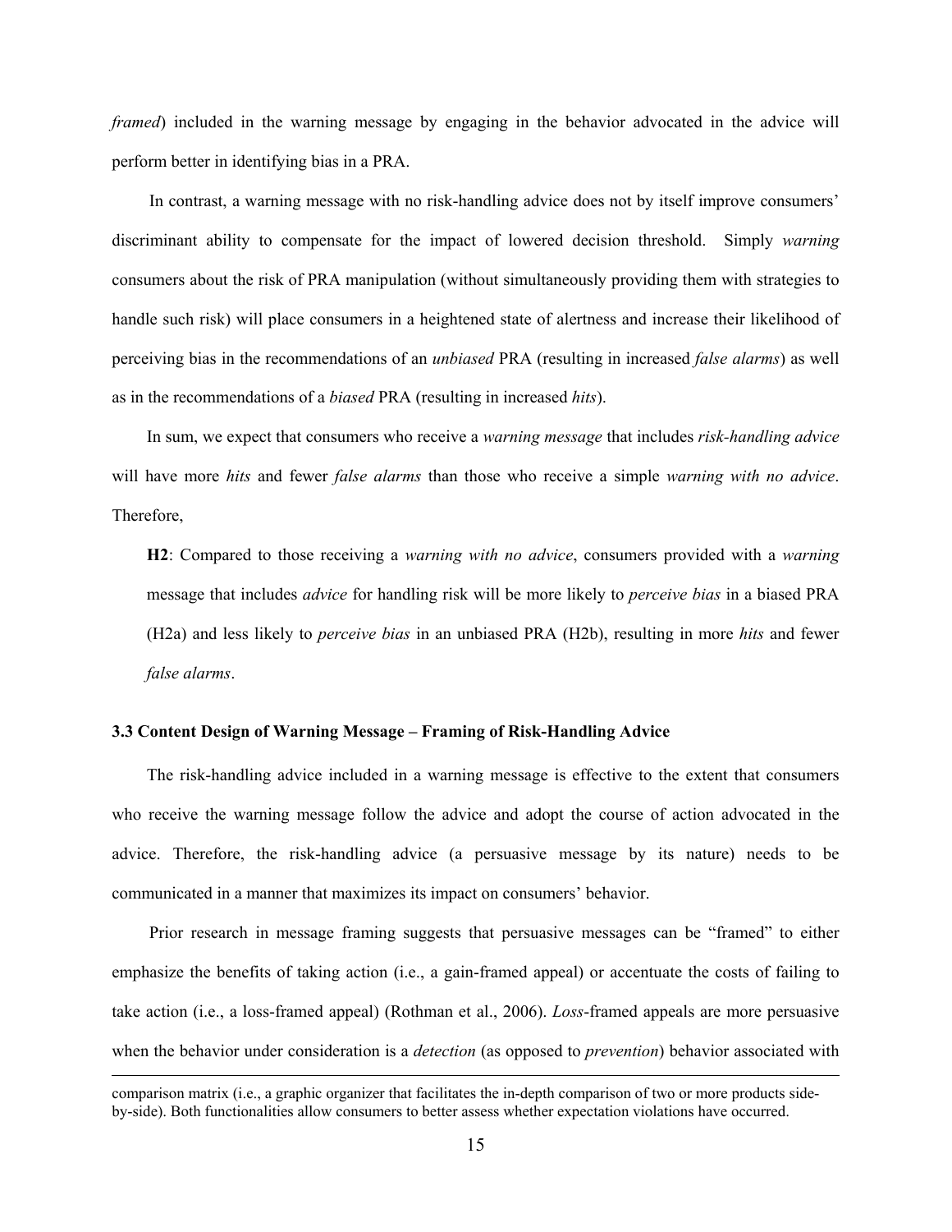*framed*) included in the warning message by engaging in the behavior advocated in the advice will perform better in identifying bias in a PRA.

In contrast, a warning message with no risk-handling advice does not by itself improve consumers' discriminant ability to compensate for the impact of lowered decision threshold. Simply *warning* consumers about the risk of PRA manipulation (without simultaneously providing them with strategies to handle such risk) will place consumers in a heightened state of alertness and increase their likelihood of perceiving bias in the recommendations of an *unbiased* PRA (resulting in increased *false alarms*) as well as in the recommendations of a *biased* PRA (resulting in increased *hits*).

In sum, we expect that consumers who receive a *warning message* that includes *risk-handling advice* will have more *hits* and fewer *false alarms* than those who receive a simple *warning with no advice*. Therefore,

> **H2**: Compared to those receiving a *warning with no advice*, consumers provided with a *warning* message that includes *advice* for handling risk will be more likely to *perceive bias* in a biased PRA (H2a) and less likely to *perceive bias* in an unbiased PRA (H2b), resulting in more *hits* and fewer *false alarms*.

### 3.3 Content Design of Warning Message – Framing of Risk-Handling Advice

The risk-handling advice included in a warning message is effective to the extent that consumers who receive the warning message follow the advice and adopt the course of action advocated in the advice. Therefore, the risk-handling advice (a persuasive message by its nature) needs to be communicated in a manner that maximizes its impact on consumers' behavior.

Prior research in message framing suggests that persuasive messages can be "framed" to either emphasize the benefits of taking action (i.e., a gain-framed appeal) or accentuate the costs of failing to take action (i.e., a loss-framed appeal) (Rothman et al., 2006). *Loss*-framed appeals are more persuasive when the behavior under consideration is a *detection* (as opposed to *prevention*) behavior associated with

comparison matrix (i.e., a graphic organizer that facilitates the in-depth comparison of two or more products side-by-side). Both functionalities allow consumers to better assess whether expectation violations have occurred.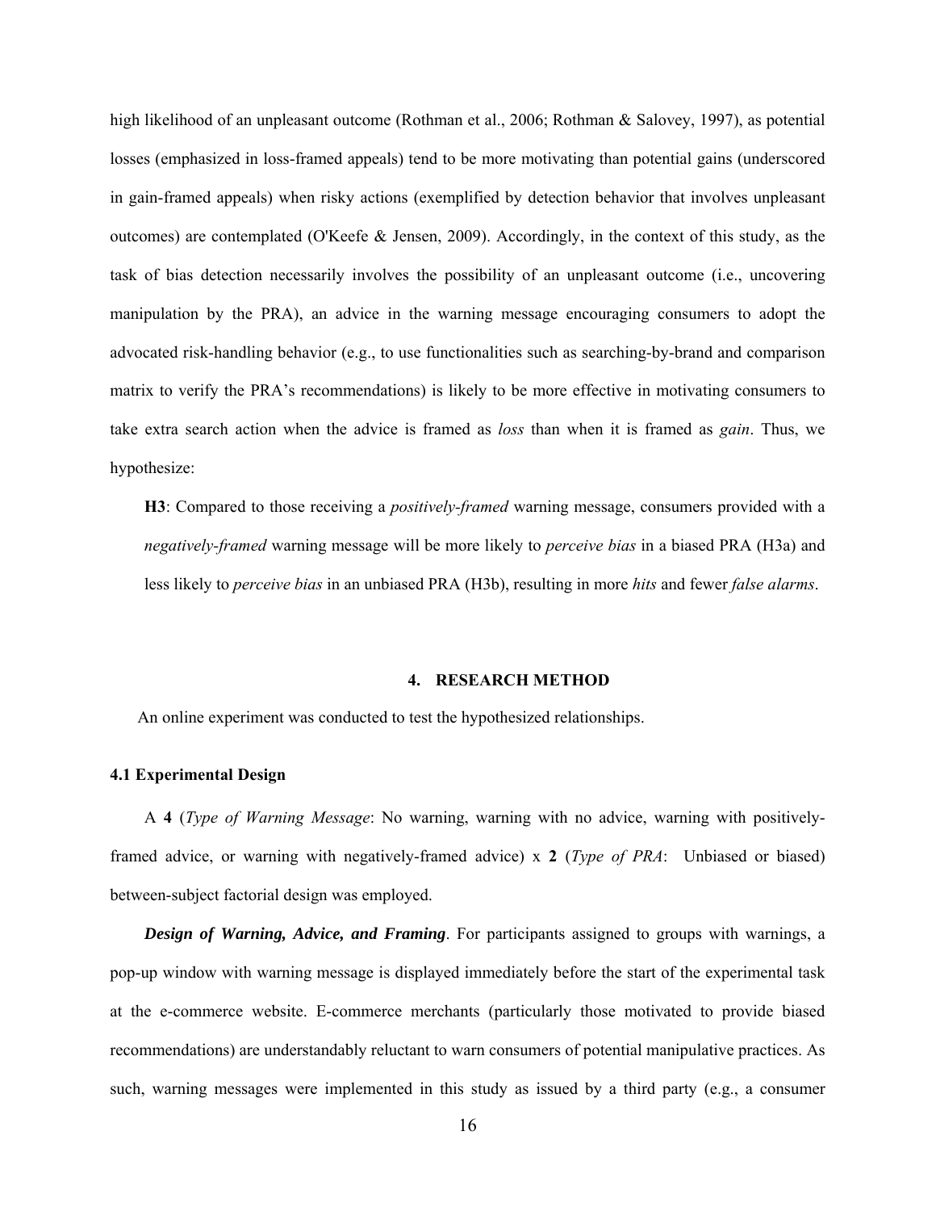high likelihood of an unpleasant outcome (Rothman et al., 2006; Rothman & Salovey, 1997), as potential losses (emphasized in loss-framed appeals) tend to be more motivating than potential gains (underscored in gain-framed appeals) when risky actions (exemplified by detection behavior that involves unpleasant outcomes) are contemplated (O'Keefe & Jensen, 2009). Accordingly, in the context of this study, as the task of bias detection necessarily involves the possibility of an unpleasant outcome (i.e., uncovering manipulation by the PRA), an advice in the warning message encouraging consumers to adopt the advocated risk-handling behavior (e.g., to use functionalities such as searching-by-brand and comparison matrix to verify the PRA's recommendations) is likely to be more effective in motivating consumers to take extra search action when the advice is framed as *loss* than when it is framed as *gain*. Thus, we hypothesize:

> **H3**: Compared to those receiving a *positively-framed* warning message, consumers provided with a *negatively-framed* warning message will be more likely to *perceive bias* in a biased PRA (H3a) and less likely to *perceive bias* in an unbiased PRA (H3b), resulting in more *hits* and fewer *false alarms*.

## 4. RESEARCH METHOD

An online experiment was conducted to test the hypothesized relationships.

### 4.1 Experimental Design

A **4** (*Type of Warning Message*: No warning, warning with no advice, warning with positively-framed advice, or warning with negatively-framed advice) x **2** (*Type of PRA*: Unbiased or biased) between-subject factorial design was employed.

***Design of Warning, Advice, and Framing***. For participants assigned to groups with warnings, a pop-up window with warning message is displayed immediately before the start of the experimental task at the e-commerce website. E-commerce merchants (particularly those motivated to provide biased recommendations) are understandably reluctant to warn consumers of potential manipulative practices. As such, warning messages were implemented in this study as issued by a third party (e.g., a consumer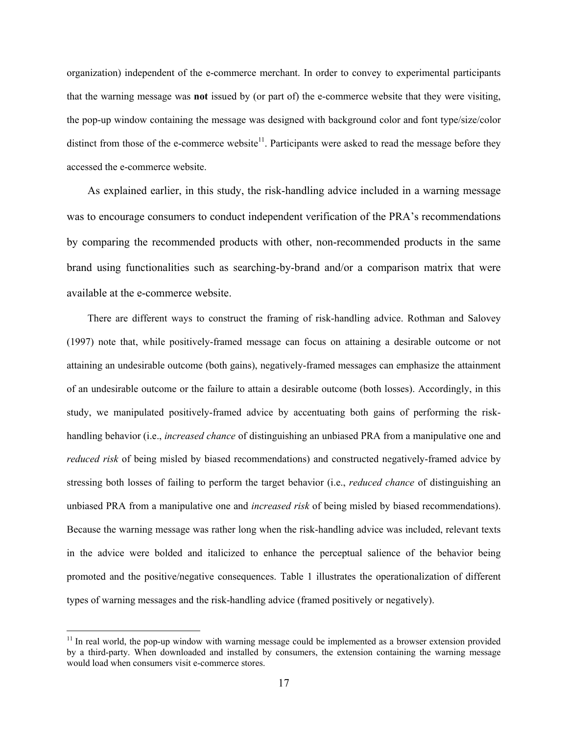organization) independent of the e-commerce merchant. In order to convey to experimental participants that the warning message was **not** issued by (or part of) the e-commerce website that they were visiting, the pop-up window containing the message was designed with background color and font type/size/color distinct from those of the e-commerce website[11]. Participants were asked to read the message before they accessed the e-commerce website.

As explained earlier, in this study, the risk-handling advice included in a warning message was to encourage consumers to conduct independent verification of the PRA's recommendations by comparing the recommended products with other, non-recommended products in the same brand using functionalities such as searching-by-brand and/or a comparison matrix that were available at the e-commerce website.

There are different ways to construct the framing of risk-handling advice. Rothman and Salovey (1997) note that, while positively-framed message can focus on attaining a desirable outcome or not attaining an undesirable outcome (both gains), negatively-framed messages can emphasize the attainment of an undesirable outcome or the failure to attain a desirable outcome (both losses). Accordingly, in this study, we manipulated positively-framed advice by accentuating both gains of performing the risk-handling behavior (i.e., *increased chance* of distinguishing an unbiased PRA from a manipulative one and *reduced risk* of being misled by biased recommendations) and constructed negatively-framed advice by stressing both losses of failing to perform the target behavior (i.e., *reduced chance* of distinguishing an unbiased PRA from a manipulative one and *increased risk* of being misled by biased recommendations). Because the warning message was rather long when the risk-handling advice was included, relevant texts in the advice were bolded and italicized to enhance the perceptual salience of the behavior being promoted and the positive/negative consequences. Table 1 illustrates the operationalization of different types of warning messages and the risk-handling advice (framed positively or negatively).

[11] In real world, the pop-up window with warning message could be implemented as a browser extension provided by a third-party. When downloaded and installed by consumers, the extension containing the warning message would load when consumers visit e-commerce stores.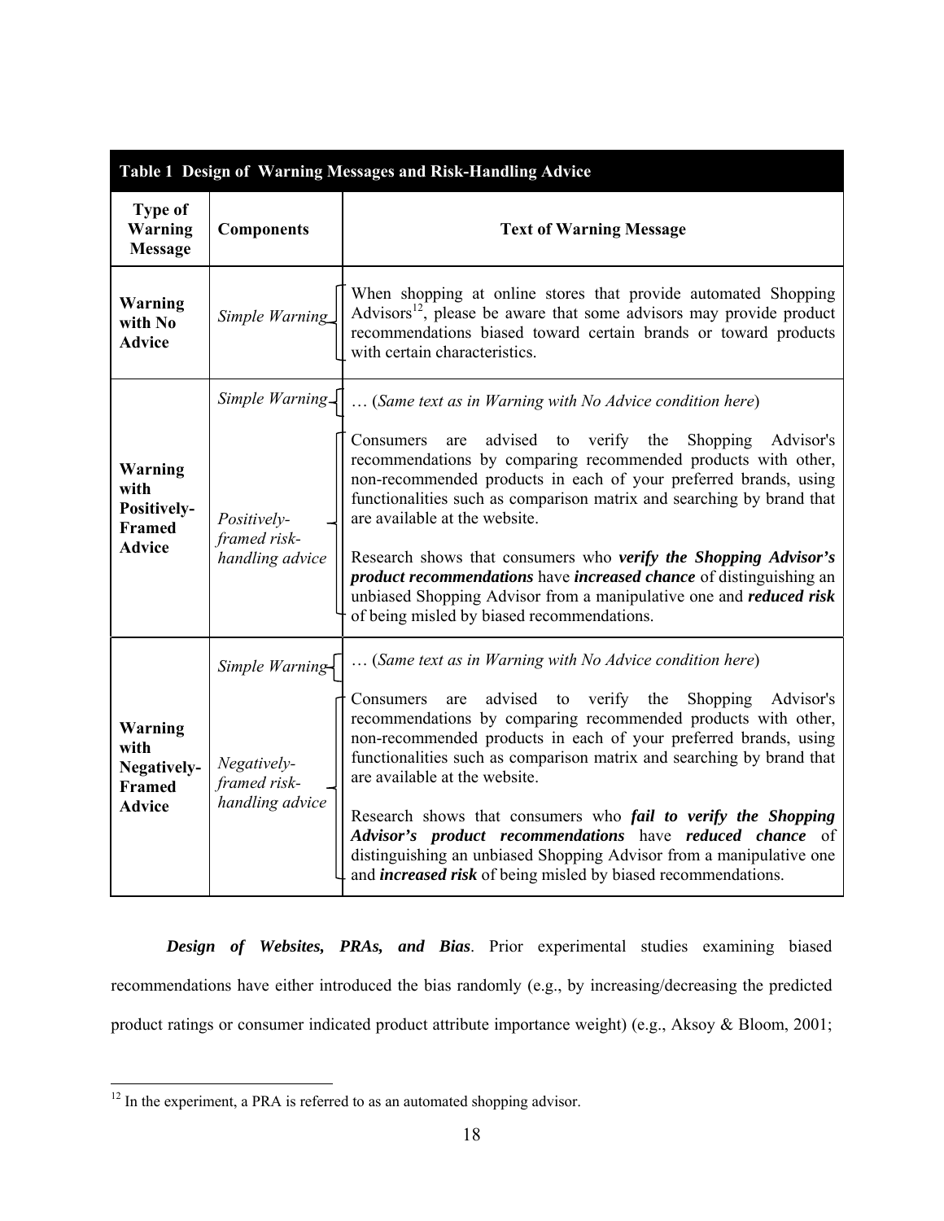**Table 1 Design of Warning Messages and Risk-Handling Advice**

| Type of Warning Message | Components | Text of Warning Message |
|---|---|---|
| **Warning with No Advice** | *Simple Warning* | When shopping at online stores that provide automated Shopping Advisors[12], please be aware that some advisors may provide product recommendations biased toward certain brands or toward products with certain characteristics. |
| **Warning with Positively-Framed Advice** | *Simple Warning* | … (*Same text as in Warning with No Advice condition here*) |
| | *Positively-framed risk-handling advice* | Consumers are advised to verify the Shopping Advisor's recommendations by comparing recommended products with other, non-recommended products in each of your preferred brands, using functionalities such as comparison matrix and searching by brand that are available at the website. Research shows that consumers who ***verify the Shopping Advisor's product recommendations*** have ***increased chance*** of distinguishing an unbiased Shopping Advisor from a manipulative one and ***reduced risk*** of being misled by biased recommendations. |
| **Warning with Negatively-Framed Advice** | *Simple Warning* | … (*Same text as in Warning with No Advice condition here*) |
| | *Negatively-framed risk-handling advice* | Consumers are advised to verify the Shopping Advisor's recommendations by comparing recommended products with other, non-recommended products in each of your preferred brands, using functionalities such as comparison matrix and searching by brand that are available at the website. Research shows that consumers who ***fail to verify the Shopping Advisor's product recommendations*** have ***reduced chance*** of distinguishing an unbiased Shopping Advisor from a manipulative one and ***increased risk*** of being misled by biased recommendations. |

***Design of Websites, PRAs, and Bias***. Prior experimental studies examining biased recommendations have either introduced the bias randomly (e.g., by increasing/decreasing the predicted product ratings or consumer indicated product attribute importance weight) (e.g., Aksoy & Bloom, 2001;

[12] In the experiment, a PRA is referred to as an automated shopping advisor.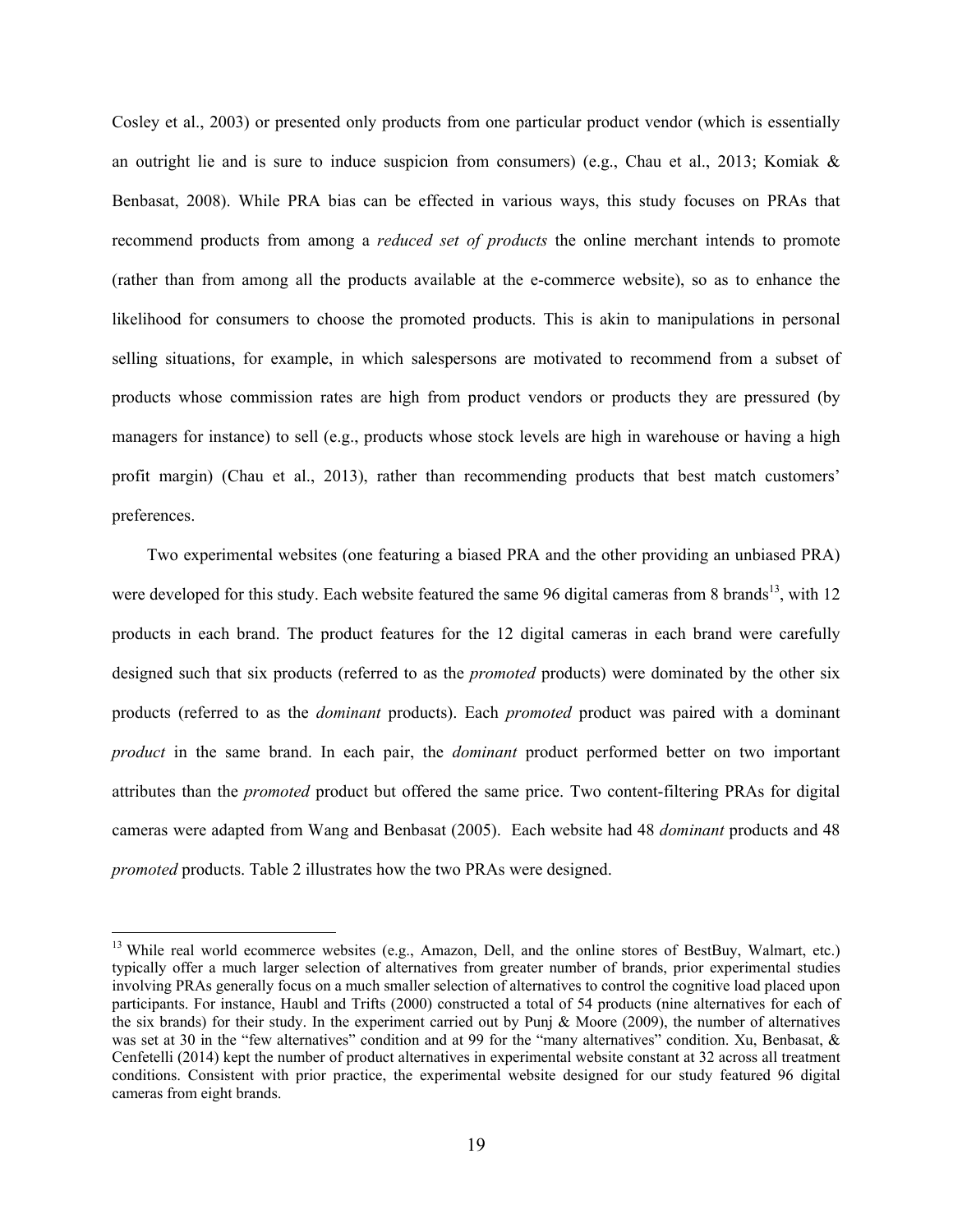Cosley et al., 2003) or presented only products from one particular product vendor (which is essentially an outright lie and is sure to induce suspicion from consumers) (e.g., Chau et al., 2013; Komiak & Benbasat, 2008). While PRA bias can be effected in various ways, this study focuses on PRAs that recommend products from among a *reduced set of products* the online merchant intends to promote (rather than from among all the products available at the e-commerce website), so as to enhance the likelihood for consumers to choose the promoted products. This is akin to manipulations in personal selling situations, for example, in which salespersons are motivated to recommend from a subset of products whose commission rates are high from product vendors or products they are pressured (by managers for instance) to sell (e.g., products whose stock levels are high in warehouse or having a high profit margin) (Chau et al., 2013), rather than recommending products that best match customers' preferences.

Two experimental websites (one featuring a biased PRA and the other providing an unbiased PRA) were developed for this study. Each website featured the same 96 digital cameras from 8 brands[13], with 12 products in each brand. The product features for the 12 digital cameras in each brand were carefully designed such that six products (referred to as the *promoted* products) were dominated by the other six products (referred to as the *dominant* products). Each *promoted* product was paired with a dominant *product* in the same brand. In each pair, the *dominant* product performed better on two important attributes than the *promoted* product but offered the same price. Two content-filtering PRAs for digital cameras were adapted from Wang and Benbasat (2005). Each website had 48 *dominant* products and 48 *promoted* products. Table 2 illustrates how the two PRAs were designed.

---

[13] While real world ecommerce websites (e.g., Amazon, Dell, and the online stores of BestBuy, Walmart, etc.) typically offer a much larger selection of alternatives from greater number of brands, prior experimental studies involving PRAs generally focus on a much smaller selection of alternatives to control the cognitive load placed upon participants. For instance, Haubl and Trifts (2000) constructed a total of 54 products (nine alternatives for each of the six brands) for their study. In the experiment carried out by Punj & Moore (2009), the number of alternatives was set at 30 in the "few alternatives" condition and at 99 for the "many alternatives" condition. Xu, Benbasat, & Cenfetelli (2014) kept the number of product alternatives in experimental website constant at 32 across all treatment conditions. Consistent with prior practice, the experimental website designed for our study featured 96 digital cameras from eight brands.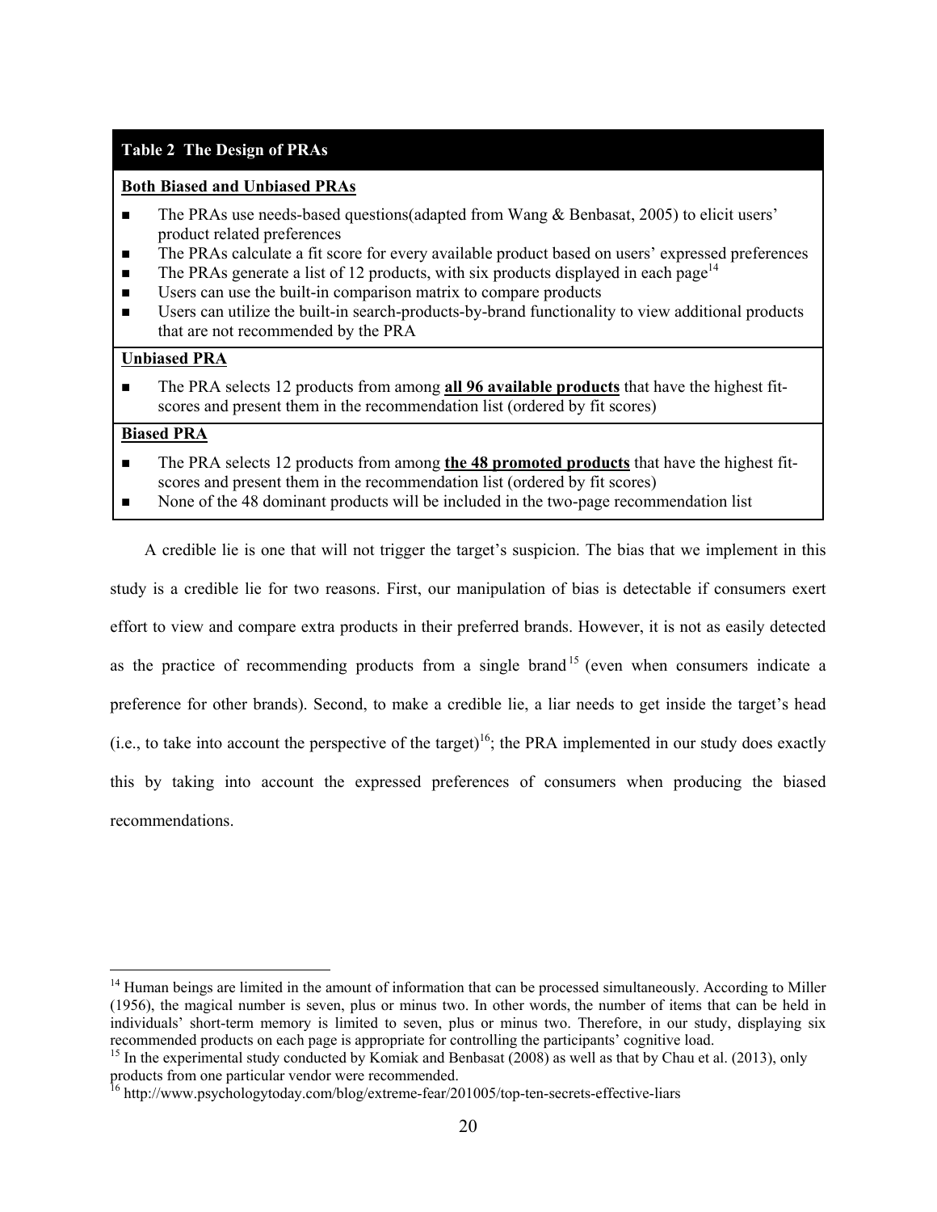**Table 2 The Design of PRAs**

**Both Biased and Unbiased PRAs**

- The PRAs use needs-based questions(adapted from Wang & Benbasat, 2005) to elicit users' product related preferences
- The PRAs calculate a fit score for every available product based on users' expressed preferences
- The PRAs generate a list of 12 products, with six products displayed in each page[14]
- Users can use the built-in comparison matrix to compare products
- Users can utilize the built-in search-products-by-brand functionality to view additional products that are not recommended by the PRA

**Unbiased PRA**

- The PRA selects 12 products from among **all 96 available products** that have the highest fit-scores and present them in the recommendation list (ordered by fit scores)

**Biased PRA**

- The PRA selects 12 products from among **the 48 promoted products** that have the highest fit-scores and present them in the recommendation list (ordered by fit scores)
- None of the 48 dominant products will be included in the two-page recommendation list

A credible lie is one that will not trigger the target's suspicion. The bias that we implement in this study is a credible lie for two reasons. First, our manipulation of bias is detectable if consumers exert effort to view and compare extra products in their preferred brands. However, it is not as easily detected as the practice of recommending products from a single brand[15] (even when consumers indicate a preference for other brands). Second, to make a credible lie, a liar needs to get inside the target's head (i.e., to take into account the perspective of the target)[16]; the PRA implemented in our study does exactly this by taking into account the expressed preferences of consumers when producing the biased recommendations.

---

[14] Human beings are limited in the amount of information that can be processed simultaneously. According to Miller (1956), the magical number is seven, plus or minus two. In other words, the number of items that can be held in individuals' short-term memory is limited to seven, plus or minus two. Therefore, in our study, displaying six recommended products on each page is appropriate for controlling the participants' cognitive load.

[15] In the experimental study conducted by Komiak and Benbasat (2008) as well as that by Chau et al. (2013), only products from one particular vendor were recommended.

[16] http://www.psychologytoday.com/blog/extreme-fear/201005/top-ten-secrets-effective-liars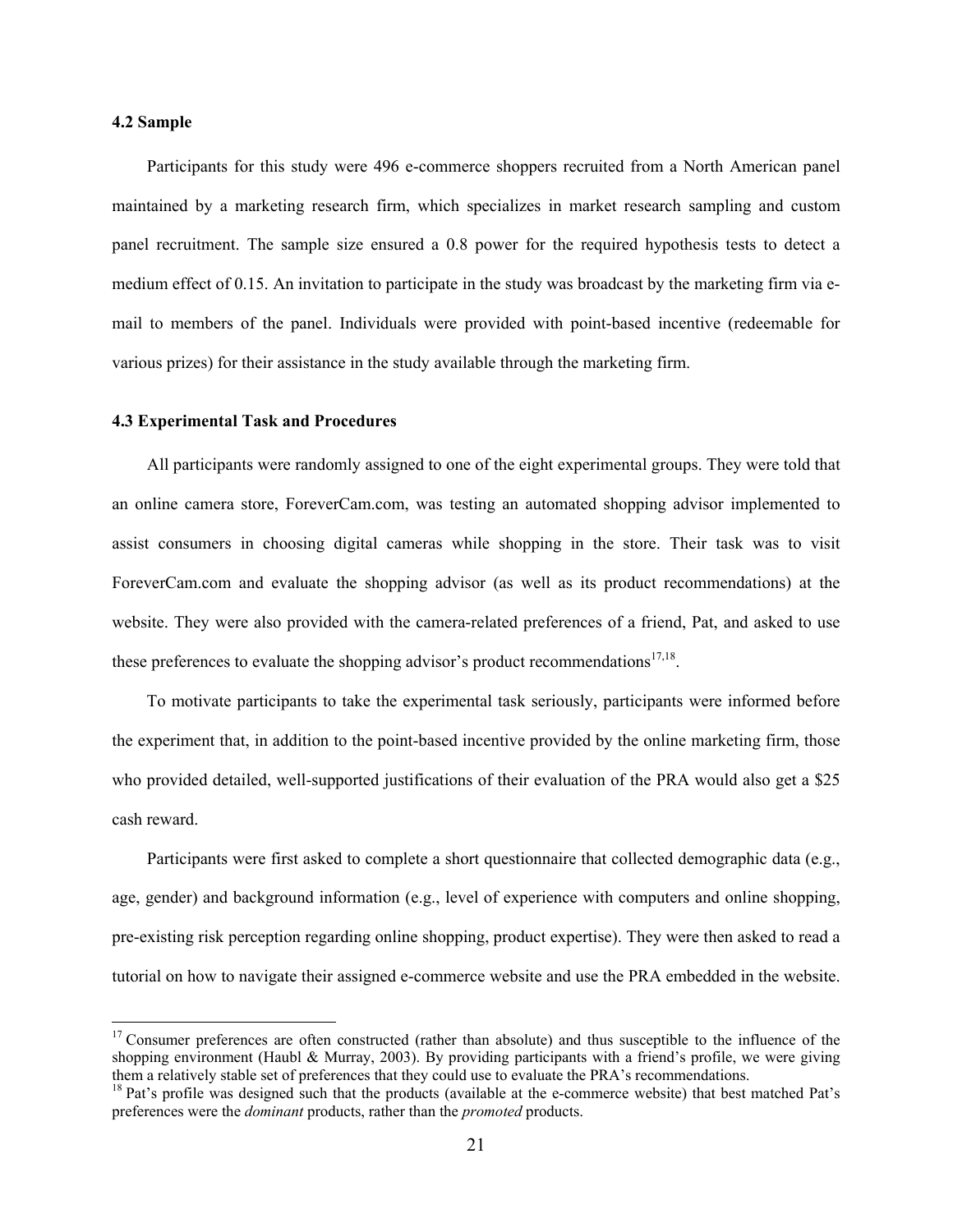### 4.2 Sample

Participants for this study were 496 e-commerce shoppers recruited from a North American panel maintained by a marketing research firm, which specializes in market research sampling and custom panel recruitment. The sample size ensured a 0.8 power for the required hypothesis tests to detect a medium effect of 0.15. An invitation to participate in the study was broadcast by the marketing firm via e-mail to members of the panel. Individuals were provided with point-based incentive (redeemable for various prizes) for their assistance in the study available through the marketing firm.

### 4.3 Experimental Task and Procedures

All participants were randomly assigned to one of the eight experimental groups. They were told that an online camera store, ForeverCam.com, was testing an automated shopping advisor implemented to assist consumers in choosing digital cameras while shopping in the store. Their task was to visit ForeverCam.com and evaluate the shopping advisor (as well as its product recommendations) at the website. They were also provided with the camera-related preferences of a friend, Pat, and asked to use these preferences to evaluate the shopping advisor's product recommendations[17,18].

To motivate participants to take the experimental task seriously, participants were informed before the experiment that, in addition to the point-based incentive provided by the online marketing firm, those who provided detailed, well-supported justifications of their evaluation of the PRA would also get a $25 cash reward.

Participants were first asked to complete a short questionnaire that collected demographic data (e.g., age, gender) and background information (e.g., level of experience with computers and online shopping, pre-existing risk perception regarding online shopping, product expertise). They were then asked to read a tutorial on how to navigate their assigned e-commerce website and use the PRA embedded in the website.

---

[17] Consumer preferences are often constructed (rather than absolute) and thus susceptible to the influence of the shopping environment (Haubl & Murray, 2003). By providing participants with a friend's profile, we were giving them a relatively stable set of preferences that they could use to evaluate the PRA's recommendations.

[18] Pat's profile was designed such that the products (available at the e-commerce website) that best matched Pat's preferences were the *dominant* products, rather than the *promoted* products.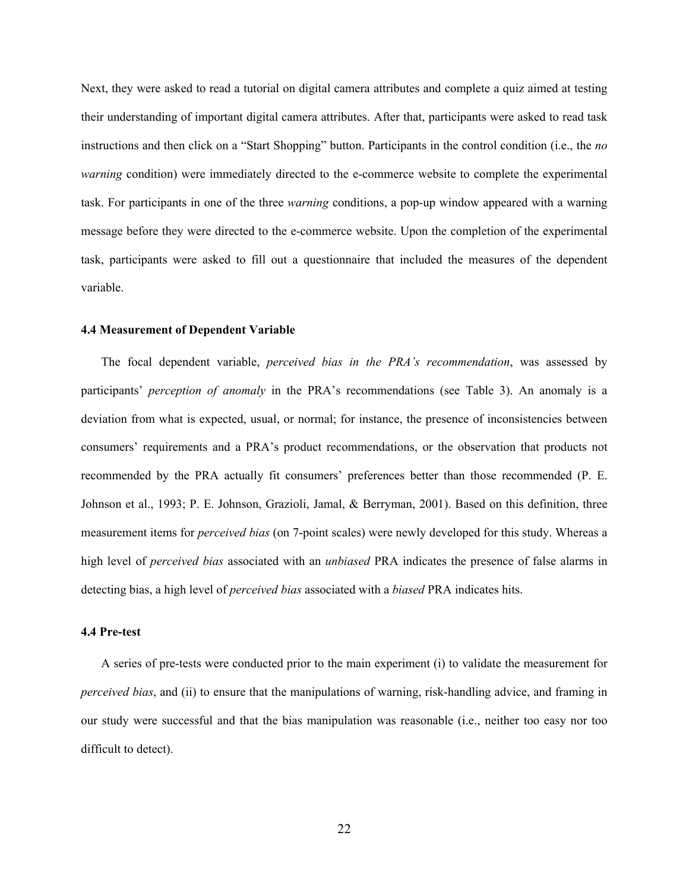Next, they were asked to read a tutorial on digital camera attributes and complete a quiz aimed at testing their understanding of important digital camera attributes. After that, participants were asked to read task instructions and then click on a "Start Shopping" button. Participants in the control condition (i.e., the *no warning* condition) were immediately directed to the e-commerce website to complete the experimental task. For participants in one of the three *warning* conditions, a pop-up window appeared with a warning message before they were directed to the e-commerce website. Upon the completion of the experimental task, participants were asked to fill out a questionnaire that included the measures of the dependent variable.

### 4.4 Measurement of Dependent Variable

The focal dependent variable, *perceived bias in the PRA's recommendation*, was assessed by participants' *perception of anomaly* in the PRA's recommendations (see Table 3). An anomaly is a deviation from what is expected, usual, or normal; for instance, the presence of inconsistencies between consumers' requirements and a PRA's product recommendations, or the observation that products not recommended by the PRA actually fit consumers' preferences better than those recommended (P. E. Johnson et al., 1993; P. E. Johnson, Grazioli, Jamal, & Berryman, 2001). Based on this definition, three measurement items for *perceived bias* (on 7-point scales) were newly developed for this study. Whereas a high level of *perceived bias* associated with an *unbiased* PRA indicates the presence of false alarms in detecting bias, a high level of *perceived bias* associated with a *biased* PRA indicates hits.

### 4.4 Pre-test

A series of pre-tests were conducted prior to the main experiment (i) to validate the measurement for *perceived bias*, and (ii) to ensure that the manipulations of warning, risk-handling advice, and framing in our study were successful and that the bias manipulation was reasonable (i.e., neither too easy nor too difficult to detect).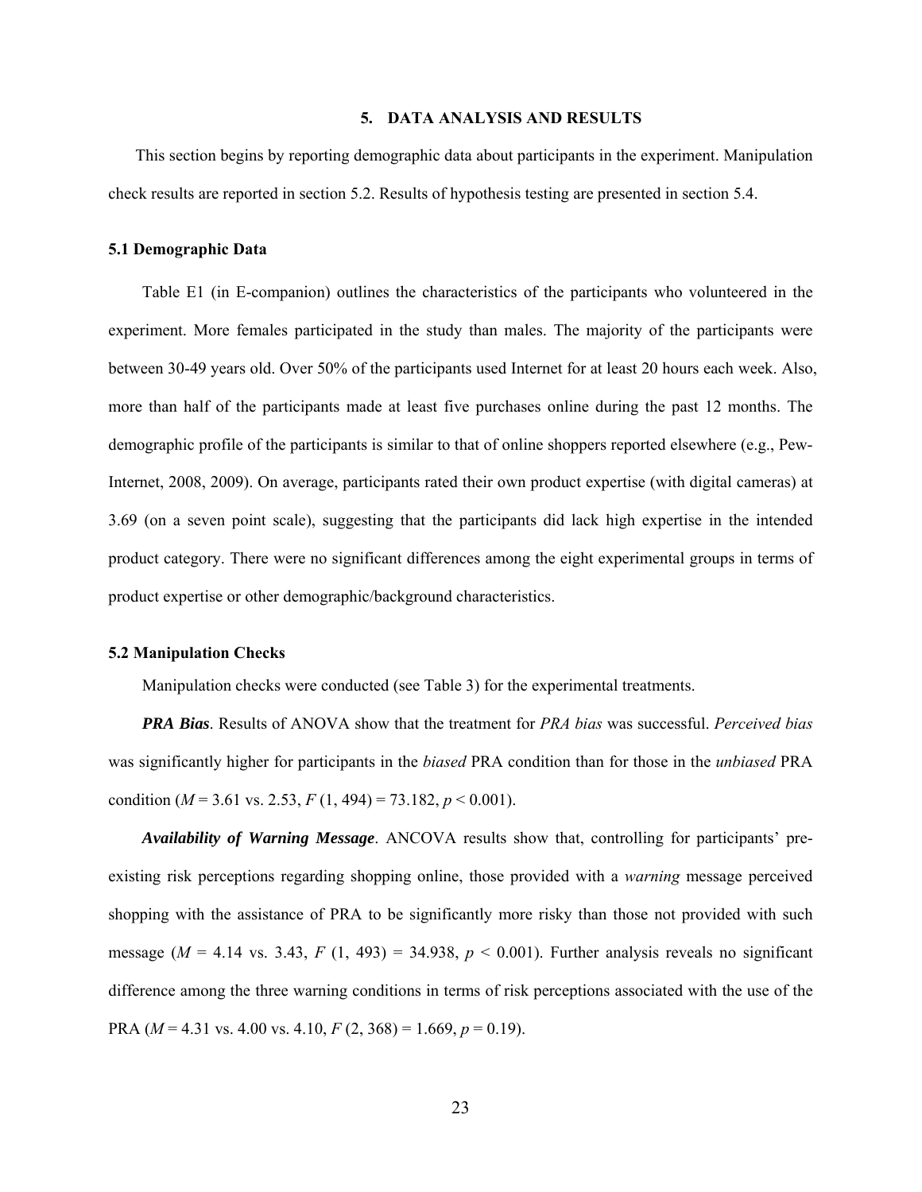## 5. DATA ANALYSIS AND RESULTS

This section begins by reporting demographic data about participants in the experiment. Manipulation check results are reported in section 5.2. Results of hypothesis testing are presented in section 5.4.

### 5.1 Demographic Data

Table E1 (in E-companion) outlines the characteristics of the participants who volunteered in the experiment. More females participated in the study than males. The majority of the participants were between 30-49 years old. Over 50% of the participants used Internet for at least 20 hours each week. Also, more than half of the participants made at least five purchases online during the past 12 months. The demographic profile of the participants is similar to that of online shoppers reported elsewhere (e.g., Pew-Internet, 2008, 2009). On average, participants rated their own product expertise (with digital cameras) at 3.69 (on a seven point scale), suggesting that the participants did lack high expertise in the intended product category. There were no significant differences among the eight experimental groups in terms of product expertise or other demographic/background characteristics.

### 5.2 Manipulation Checks

Manipulation checks were conducted (see Table 3) for the experimental treatments.

***PRA Bias***. Results of ANOVA show that the treatment for *PRA bias* was successful. *Perceived bias* was significantly higher for participants in the *biased* PRA condition than for those in the *unbiased* PRA condition ($M$ = 3.61 vs. 2.53, $F\,(1, 494) = 73.182$, $p < 0.001$).

***Availability of Warning Message***. ANCOVA results show that, controlling for participants' pre-existing risk perceptions regarding shopping online, those provided with a *warning* message perceived shopping with the assistance of PRA to be significantly more risky than those not provided with such message ($M$ = 4.14 vs. 3.43, $F\,(1, 493) = 34.938$, $p < 0.001$). Further analysis reveals no significant difference among the three warning conditions in terms of risk perceptions associated with the use of the PRA ($M$ = 4.31 vs. 4.00 vs. 4.10, $F\,(2, 368) = 1.669$, $p = 0.19$).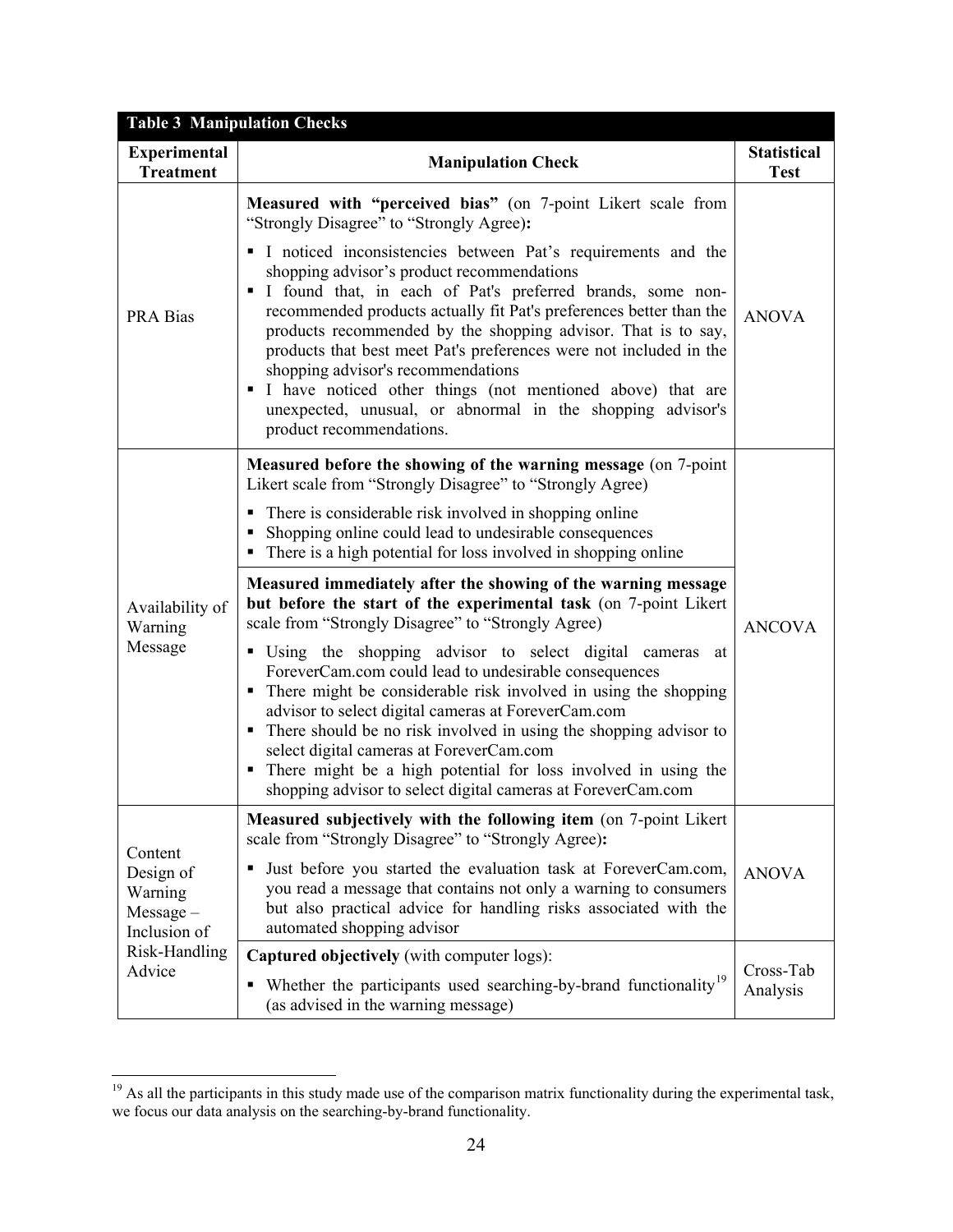**Table 3 Manipulation Checks**

| Experimental Treatment | Manipulation Check | Statistical Test |
|---|---|---|
| PRA Bias | **Measured with "perceived bias"** (on 7-point Likert scale from "Strongly Disagree" to "Strongly Agree)**:**<br>▪ I noticed inconsistencies between Pat's requirements and the shopping advisor's product recommendations<br>▪ I found that, in each of Pat's preferred brands, some non-recommended products actually fit Pat's preferences better than the products recommended by the shopping advisor. That is to say, products that best meet Pat's preferences were not included in the shopping advisor's recommendations<br>▪ I have noticed other things (not mentioned above) that are unexpected, unusual, or abnormal in the shopping advisor's product recommendations. | ANOVA |
| Availability of Warning Message | **Measured before the showing of the warning message** (on 7-point Likert scale from "Strongly Disagree" to "Strongly Agree)<br>▪ There is considerable risk involved in shopping online<br>▪ Shopping online could lead to undesirable consequences<br>▪ There is a high potential for loss involved in shopping online | ANCOVA |
| | **Measured immediately after the showing of the warning message but before the start of the experimental task** (on 7-point Likert scale from "Strongly Disagree" to "Strongly Agree)<br>▪ Using the shopping advisor to select digital cameras at ForeverCam.com could lead to undesirable consequences<br>▪ There might be considerable risk involved in using the shopping advisor to select digital cameras at ForeverCam.com<br>▪ There should be no risk involved in using the shopping advisor to select digital cameras at ForeverCam.com<br>▪ There might be a high potential for loss involved in using the shopping advisor to select digital cameras at ForeverCam.com | |
| Content Design of Warning Message – Inclusion of Risk-Handling Advice | **Measured subjectively with the following item** (on 7-point Likert scale from "Strongly Disagree" to "Strongly Agree)**:**<br>▪ Just before you started the evaluation task at ForeverCam.com, you read a message that contains not only a warning to consumers but also practical advice for handling risks associated with the automated shopping advisor | ANOVA |
| | **Captured objectively** (with computer logs):<br>▪ Whether the participants used searching-by-brand functionality[19] (as advised in the warning message) | Cross-Tab Analysis |

[19] As all the participants in this study made use of the comparison matrix functionality during the experimental task, we focus our data analysis on the searching-by-brand functionality.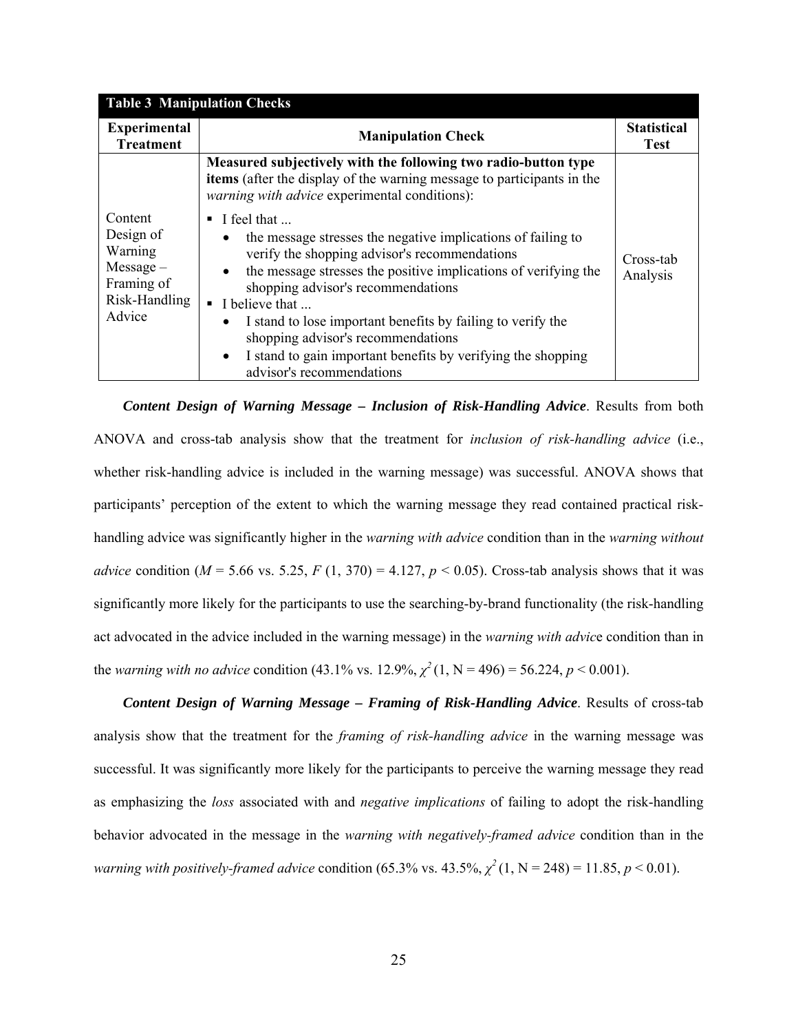**Table 3 Manipulation Checks**

| Experimental Treatment | Manipulation Check | Statistical Test |
|---|---|---|
| Content Design of Warning Message – Framing of Risk-Handling Advice | **Measured subjectively with the following two radio-button type items** (after the display of the warning message to participants in the *warning with advice* experimental conditions): <br> ▪ I feel that ... <br> • the message stresses the negative implications of failing to verify the shopping advisor's recommendations <br> • the message stresses the positive implications of verifying the shopping advisor's recommendations <br> ▪ I believe that ... <br> • I stand to lose important benefits by failing to verify the shopping advisor's recommendations <br> • I stand to gain important benefits by verifying the shopping advisor's recommendations | Cross-tab Analysis |

***Content Design of Warning Message – Inclusion of Risk-Handling Advice***. Results from both ANOVA and cross-tab analysis show that the treatment for *inclusion of risk-handling advice* (i.e., whether risk-handling advice is included in the warning message) was successful. ANOVA shows that participants' perception of the extent to which the warning message they read contained practical risk-handling advice was significantly higher in the *warning with advice* condition than in the *warning without advice* condition ($M$ = 5.66 vs. 5.25, $F$ (1, 370) = 4.127, $p < 0.05$). Cross-tab analysis shows that it was significantly more likely for the participants to use the searching-by-brand functionality (the risk-handling act advocated in the advice included in the warning message) in the *warning with advice* condition than in the *warning with no advice* condition (43.1% vs. 12.9%, $\chi^2$ (1, N = 496) = 56.224, $p < 0.001$).

***Content Design of Warning Message – Framing of Risk-Handling Advice***. Results of cross-tab analysis show that the treatment for the *framing of risk-handling advice* in the warning message was successful. It was significantly more likely for the participants to perceive the warning message they read as emphasizing the *loss* associated with and *negative implications* of failing to adopt the risk-handling behavior advocated in the message in the *warning with negatively-framed advice* condition than in the *warning with positively-framed advice* condition (65.3% vs. 43.5%, $\chi^2$ (1, N = 248) = 11.85, $p < 0.01$).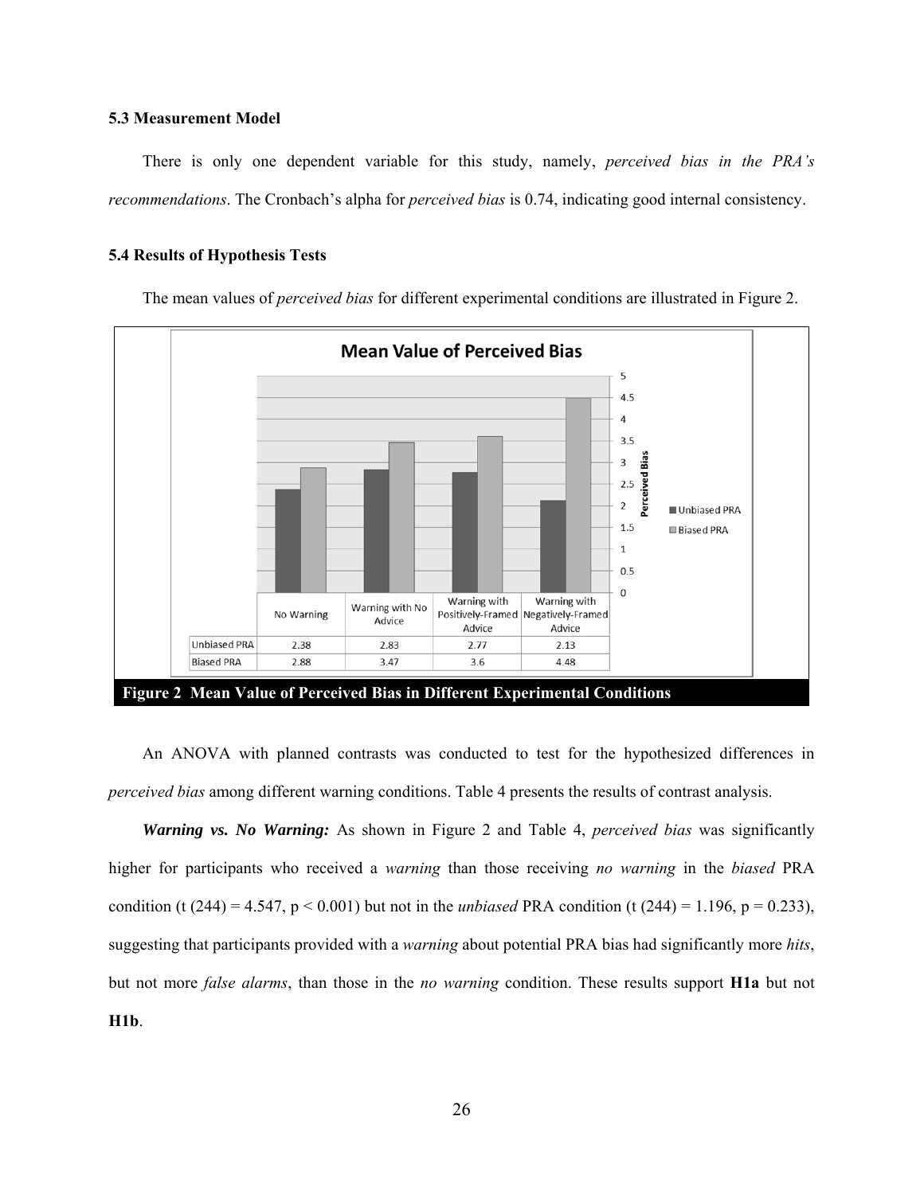### 5.3 Measurement Model

There is only one dependent variable for this study, namely, *perceived bias in the PRA's recommendations*. The Cronbach's alpha for *perceived bias* is 0.74, indicating good internal consistency.

### 5.4 Results of Hypothesis Tests

The mean values of *perceived bias* for different experimental conditions are illustrated in Figure 2.

**Mean Value of Perceived Bias**

| | No Warning | Warning with No Advice | Warning with Positively-Framed Advice | Warning with Negatively-Framed Advice |
|---|---|---|---|---|
| Unbiased PRA | 2.38 | 2.83 | 2.77 | 2.13 |
| Biased PRA | 2.88 | 3.47 | 3.6 | 4.48 |

**Figure 2 Mean Value of Perceived Bias in Different Experimental Conditions**

An ANOVA with planned contrasts was conducted to test for the hypothesized differences in *perceived bias* among different warning conditions. Table 4 presents the results of contrast analysis.

***Warning vs. No Warning:*** As shown in Figure 2 and Table 4, *perceived bias* was significantly higher for participants who received a *warning* than those receiving *no warning* in the *biased* PRA condition ($t(244) = 4.547$, $p < 0.001$) but not in the *unbiased* PRA condition ($t(244) = 1.196$, $p = 0.233$), suggesting that participants provided with a *warning* about potential PRA bias had significantly more *hits*, but not more *false alarms*, than those in the *no warning* condition. These results support **H1a** but not **H1b**.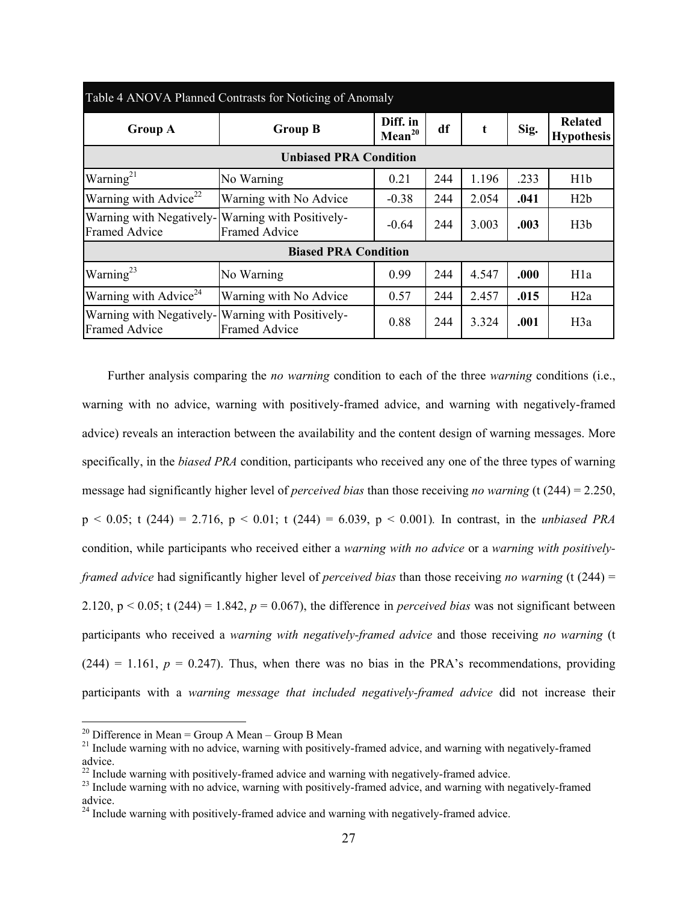Table 4 ANOVA Planned Contrasts for Noticing of Anomaly

| Group A | Group B | Diff. in Mean[20] | df | t | Sig. | Related Hypothesis |
|---|---|---|---|---|---|---|
| **Unbiased PRA Condition** | | | | | | |
| Warning[21] | No Warning | 0.21 | 244 | 1.196 | .233 | H1b |
| Warning with Advice[22] | Warning with No Advice | -0.38 | 244 | 2.054 | **.041** | H2b |
| Warning with Negatively-Framed Advice | Warning with Positively-Framed Advice | -0.64 | 244 | 3.003 | **.003** | H3b |
| **Biased PRA Condition** | | | | | | |
| Warning[23] | No Warning | 0.99 | 244 | 4.547 | **.000** | H1a |
| Warning with Advice[24] | Warning with No Advice | 0.57 | 244 | 2.457 | **.015** | H2a |
| Warning with Negatively-Framed Advice | Warning with Positively-Framed Advice | 0.88 | 244 | 3.324 | **.001** | H3a |

Further analysis comparing the *no warning* condition to each of the three *warning* conditions (i.e., warning with no advice, warning with positively-framed advice, and warning with negatively-framed advice) reveals an interaction between the availability and the content design of warning messages. More specifically, in the *biased PRA* condition, participants who received any one of the three types of warning message had significantly higher level of *perceived bias* than those receiving *no warning* ($t(244) = 2.250$, $p < 0.05$; $t(244) = 2.716$, $p < 0.01$; $t(244) = 6.039$, $p < 0.001$). In contrast, in the *unbiased PRA* condition, while participants who received either a *warning with no advice* or a *warning with positively-framed advice* had significantly higher level of *perceived bias* than those receiving *no warning* ($t(244) = 2.120$, $p < 0.05$; $t(244) = 1.842$, $p = 0.067$), the difference in *perceived bias* was not significant between participants who received a *warning with negatively-framed advice* and those receiving *no warning* ($t(244) = 1.161$, $p = 0.247$). Thus, when there was no bias in the PRA's recommendations, providing participants with a *warning message that included negatively-framed advice* did not increase their

[20] Difference in Mean = Group A Mean – Group B Mean

[21] Include warning with no advice, warning with positively-framed advice, and warning with negatively-framed advice.

[22] Include warning with positively-framed advice and warning with negatively-framed advice.

[23] Include warning with no advice, warning with positively-framed advice, and warning with negatively-framed advice.

[24] Include warning with positively-framed advice and warning with negatively-framed advice.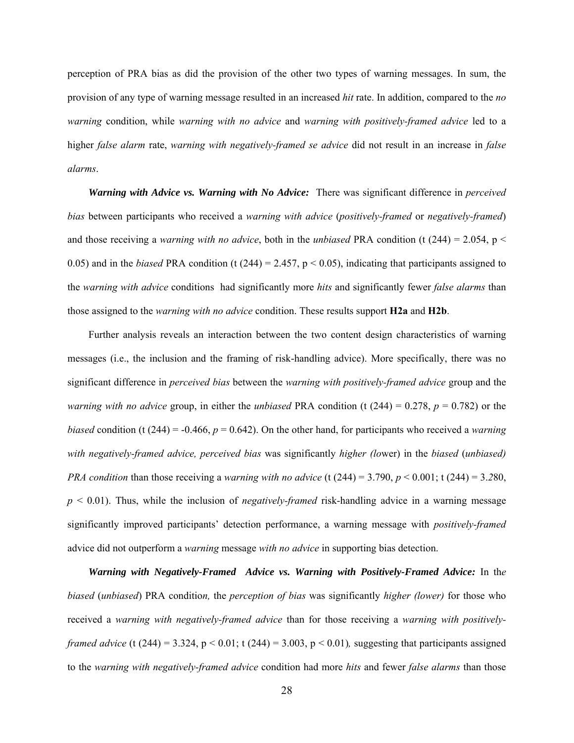perception of PRA bias as did the provision of the other two types of warning messages. In sum, the provision of any type of warning message resulted in an increased *hit* rate. In addition, compared to the *no warning* condition, while *warning with no advice* and *warning with positively-framed advice* led to a higher *false alarm* rate, *warning with negatively-framed se advice* did not result in an increase in *false alarms*.

***Warning with Advice vs. Warning with No Advice:*** There was significant difference in *perceived bias* between participants who received a *warning with advice* (*positively-framed* or *negatively-framed*) and those receiving a *warning with no advice*, both in the *unbiased* PRA condition ($t(244) = 2.054$, $p < 0.05$) and in the *biased* PRA condition ($t(244) = 2.457$, $p < 0.05$), indicating that participants assigned to the *warning with advice* conditions had significantly more *hits* and significantly fewer *false alarms* than those assigned to the *warning with no advice* condition. These results support **H2a** and **H2b**.

Further analysis reveals an interaction between the two content design characteristics of warning messages (i.e., the inclusion and the framing of risk-handling advice). More specifically, there was no significant difference in *perceived bias* between the *warning with positively-framed advice* group and the *warning with no advice* group, in either the *unbiased* PRA condition ($t(244) = 0.278$, $p = 0.782$) or the *biased* condition ($t(244) = -0.466$, $p = 0.642$). On the other hand, for participants who received a *warning with negatively-framed advice, perceived bias* was significantly *higher (lo*wer) in the *biased* (*unbiased) PRA condition* than those receiving a *warning with no advice* ($t(244) = 3.790$, $p < 0.001$; $t(244) = 3.280$, $p < 0.01$). Thus, while the inclusion of *negatively-framed* risk-handling advice in a warning message significantly improved participants' detection performance, a warning message with *positively-framed* advice did not outperform a *warning* message *with no advice* in supporting bias detection.

***Warning with Negatively-Framed Advice vs. Warning with Positively-Framed Advice:*** In the *biased* (*unbiased*) PRA condition, the *perception of bias* was significantly *higher (lower)* for those who received a *warning with negatively-framed advice* than for those receiving a *warning with positively-framed advice* ($t(244) = 3.324$, $p < 0.01$; $t(244) = 3.003$, $p < 0.01$)*,* suggesting that participants assigned to the *warning with negatively-framed advice* condition had more *hits* and fewer *false alarms* than those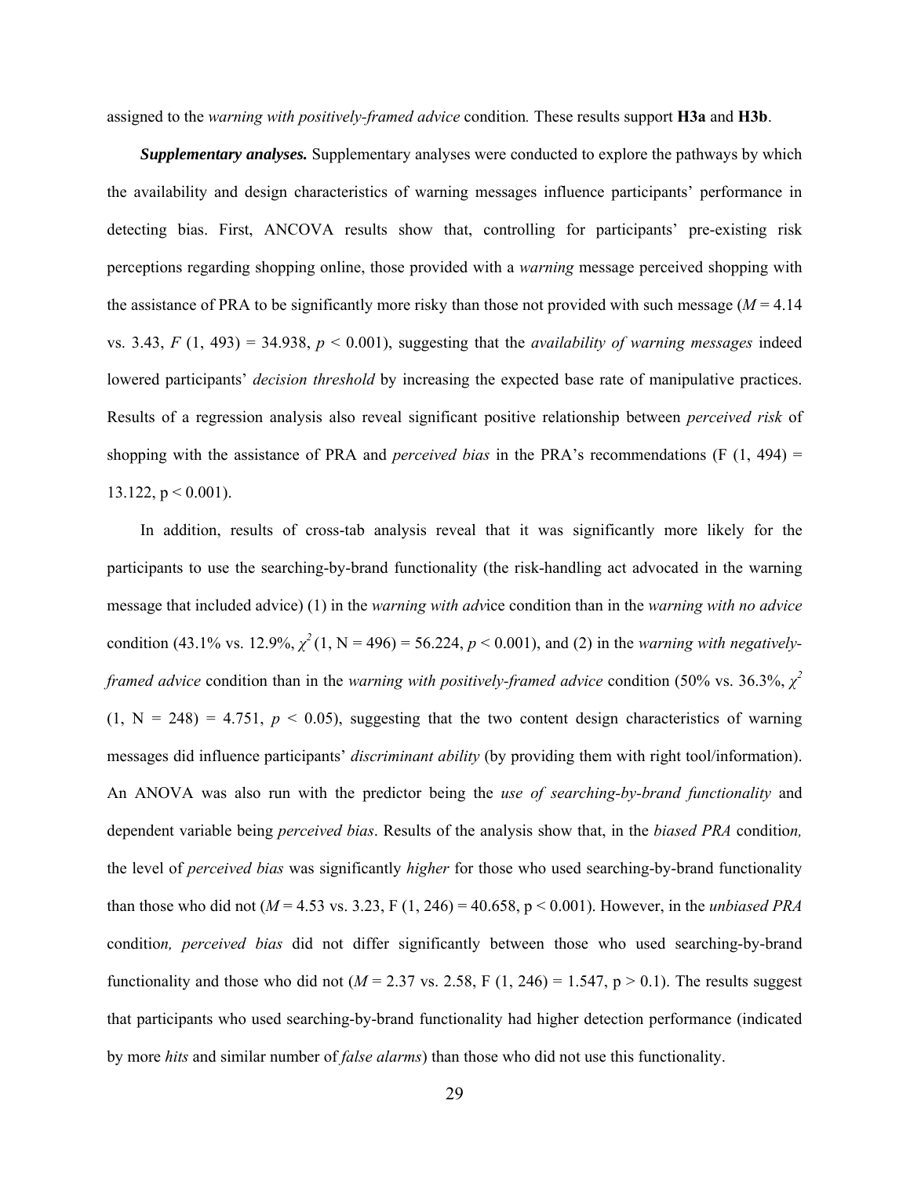assigned to the *warning with positively-framed advice* condition*.* These results support **H3a** and **H3b**.

***Supplementary analyses.*** Supplementary analyses were conducted to explore the pathways by which the availability and design characteristics of warning messages influence participants' performance in detecting bias. First, ANCOVA results show that, controlling for participants' pre-existing risk perceptions regarding shopping online, those provided with a *warning* message perceived shopping with the assistance of PRA to be significantly more risky than those not provided with such message ($M$ = 4.14 vs. 3.43, $F$ (1, 493) = 34.938, $p < 0.001$), suggesting that the *availability of warning messages* indeed lowered participants' *decision threshold* by increasing the expected base rate of manipulative practices. Results of a regression analysis also reveal significant positive relationship between *perceived risk* of shopping with the assistance of PRA and *perceived bias* in the PRA's recommendations (F (1, 494) = 13.122, $p < 0.001$).

In addition, results of cross-tab analysis reveal that it was significantly more likely for the participants to use the searching-by-brand functionality (the risk-handling act advocated in the warning message that included advice) (1) in the *warning with advice* condition than in the *warning with no advice* condition (43.1% vs. 12.9%, $\chi^2$ (1, N = 496) = 56.224, $p < 0.001$), and (2) in the *warning with negatively-framed advice* condition than in the *warning with positively-framed advice* condition (50% vs. 36.3%, $\chi^2$ (1, N = 248) = 4.751, $p < 0.05$), suggesting that the two content design characteristics of warning messages did influence participants' *discriminant ability* (by providing them with right tool/information). An ANOVA was also run with the predictor being the *use of searching-by-brand functionality* and dependent variable being *perceived bias*. Results of the analysis show that, in the *biased PRA condition,* the level of *perceived bias* was significantly *higher* for those who used searching-by-brand functionality than those who did not ($M$ = 4.53 vs. 3.23, F (1, 246) = 40.658, $p < 0.001$). However, in the *unbiased PRA condition, perceived bias* did not differ significantly between those who used searching-by-brand functionality and those who did not ($M$ = 2.37 vs. 2.58, F (1, 246) = 1.547, $p > 0.1$). The results suggest that participants who used searching-by-brand functionality had higher detection performance (indicated by more *hits* and similar number of *false alarms*) than those who did not use this functionality.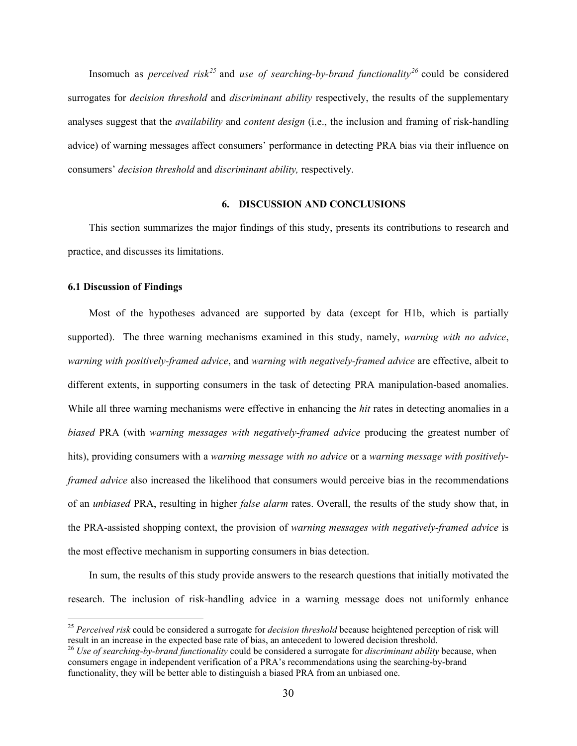Insomuch as *perceived risk*[25] and *use of searching-by-brand functionality*[26] could be considered surrogates for *decision threshold* and *discriminant ability* respectively, the results of the supplementary analyses suggest that the *availability* and *content design* (i.e., the inclusion and framing of risk-handling advice) of warning messages affect consumers' performance in detecting PRA bias via their influence on consumers' *decision threshold* and *discriminant ability,* respectively.

## 6. DISCUSSION AND CONCLUSIONS

This section summarizes the major findings of this study, presents its contributions to research and practice, and discusses its limitations.

### 6.1 Discussion of Findings

Most of the hypotheses advanced are supported by data (except for H1b, which is partially supported). The three warning mechanisms examined in this study, namely, *warning with no advice*, *warning with positively-framed advice*, and *warning with negatively-framed advice* are effective, albeit to different extents, in supporting consumers in the task of detecting PRA manipulation-based anomalies. While all three warning mechanisms were effective in enhancing the *hit* rates in detecting anomalies in a *biased* PRA (with *warning messages with negatively-framed advice* producing the greatest number of hits), providing consumers with a *warning message with no advice* or a *warning message with positively-framed advice* also increased the likelihood that consumers would perceive bias in the recommendations of an *unbiased* PRA, resulting in higher *false alarm* rates. Overall, the results of the study show that, in the PRA-assisted shopping context, the provision of *warning messages with negatively-framed advice* is the most effective mechanism in supporting consumers in bias detection.

In sum, the results of this study provide answers to the research questions that initially motivated the research. The inclusion of risk-handling advice in a warning message does not uniformly enhance

---

[25] *Perceived risk* could be considered a surrogate for *decision threshold* because heightened perception of risk will result in an increase in the expected base rate of bias, an antecedent to lowered decision threshold.

[26] *Use of searching-by-brand functionality* could be considered a surrogate for *discriminant ability* because, when consumers engage in independent verification of a PRA's recommendations using the searching-by-brand functionality, they will be better able to distinguish a biased PRA from an unbiased one.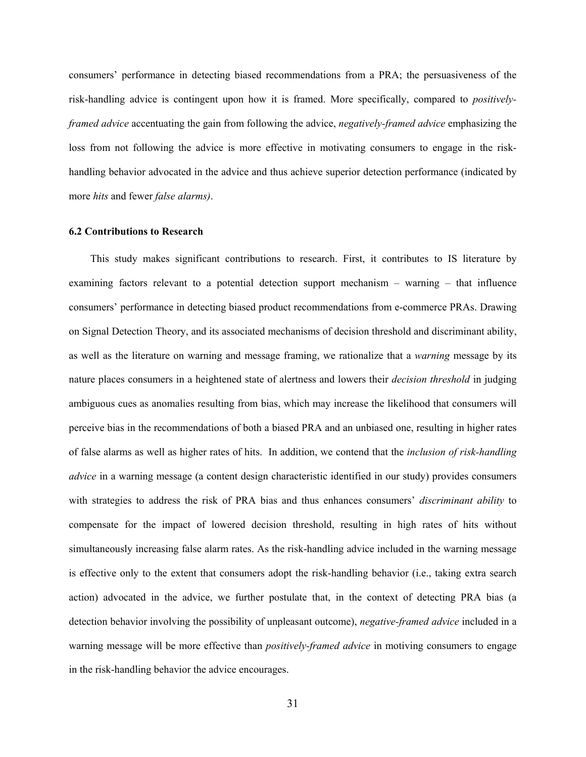consumers' performance in detecting biased recommendations from a PRA; the persuasiveness of the risk-handling advice is contingent upon how it is framed. More specifically, compared to *positively-framed advice* accentuating the gain from following the advice, *negatively-framed advice* emphasizing the loss from not following the advice is more effective in motivating consumers to engage in the risk-handling behavior advocated in the advice and thus achieve superior detection performance (indicated by more *hits* and fewer *false alarms)*.

### 6.2 Contributions to Research

This study makes significant contributions to research. First, it contributes to IS literature by examining factors relevant to a potential detection support mechanism – warning – that influence consumers' performance in detecting biased product recommendations from e-commerce PRAs. Drawing on Signal Detection Theory, and its associated mechanisms of decision threshold and discriminant ability, as well as the literature on warning and message framing, we rationalize that a *warning* message by its nature places consumers in a heightened state of alertness and lowers their *decision threshold* in judging ambiguous cues as anomalies resulting from bias, which may increase the likelihood that consumers will perceive bias in the recommendations of both a biased PRA and an unbiased one, resulting in higher rates of false alarms as well as higher rates of hits. In addition, we contend that the *inclusion of risk-handling advice* in a warning message (a content design characteristic identified in our study) provides consumers with strategies to address the risk of PRA bias and thus enhances consumers' *discriminant ability* to compensate for the impact of lowered decision threshold, resulting in high rates of hits without simultaneously increasing false alarm rates. As the risk-handling advice included in the warning message is effective only to the extent that consumers adopt the risk-handling behavior (i.e., taking extra search action) advocated in the advice, we further postulate that, in the context of detecting PRA bias (a detection behavior involving the possibility of unpleasant outcome), *negative-framed advice* included in a warning message will be more effective than *positively-framed advice* in motiving consumers to engage in the risk-handling behavior the advice encourages.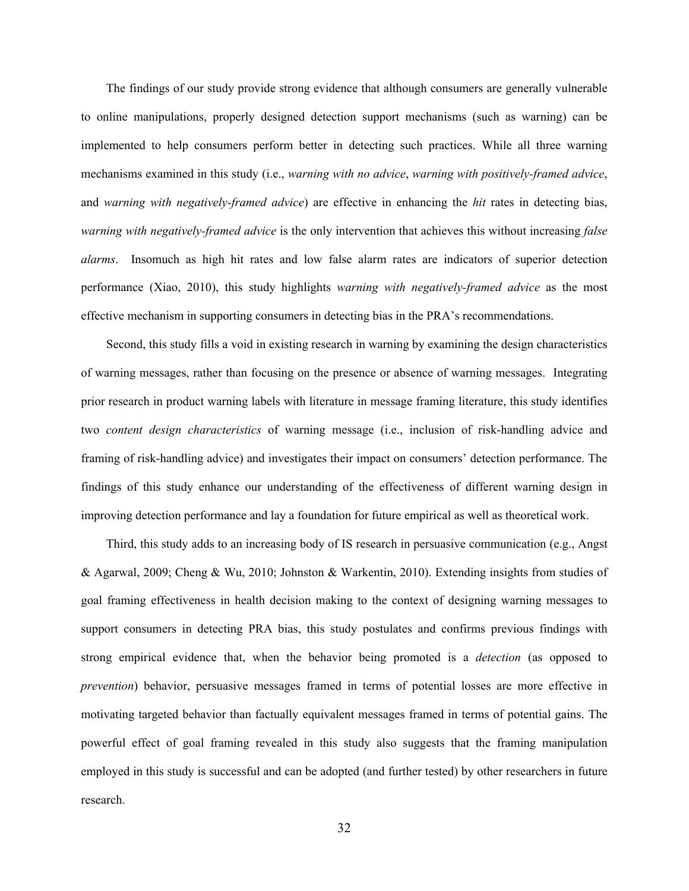The findings of our study provide strong evidence that although consumers are generally vulnerable to online manipulations, properly designed detection support mechanisms (such as warning) can be implemented to help consumers perform better in detecting such practices. While all three warning mechanisms examined in this study (i.e., *warning with no advice*, *warning with positively-framed advice*, and *warning with negatively-framed advice*) are effective in enhancing the *hit* rates in detecting bias, *warning with negatively-framed advice* is the only intervention that achieves this without increasing *false alarms*. Insomuch as high hit rates and low false alarm rates are indicators of superior detection performance (Xiao, 2010), this study highlights *warning with negatively-framed advice* as the most effective mechanism in supporting consumers in detecting bias in the PRA's recommendations.

Second, this study fills a void in existing research in warning by examining the design characteristics of warning messages, rather than focusing on the presence or absence of warning messages. Integrating prior research in product warning labels with literature in message framing literature, this study identifies two *content design characteristics* of warning message (i.e., inclusion of risk-handling advice and framing of risk-handling advice) and investigates their impact on consumers' detection performance. The findings of this study enhance our understanding of the effectiveness of different warning design in improving detection performance and lay a foundation for future empirical as well as theoretical work.

Third, this study adds to an increasing body of IS research in persuasive communication (e.g., Angst & Agarwal, 2009; Cheng & Wu, 2010; Johnston & Warkentin, 2010). Extending insights from studies of goal framing effectiveness in health decision making to the context of designing warning messages to support consumers in detecting PRA bias, this study postulates and confirms previous findings with strong empirical evidence that, when the behavior being promoted is a *detection* (as opposed to *prevention*) behavior, persuasive messages framed in terms of potential losses are more effective in motivating targeted behavior than factually equivalent messages framed in terms of potential gains. The powerful effect of goal framing revealed in this study also suggests that the framing manipulation employed in this study is successful and can be adopted (and further tested) by other researchers in future research.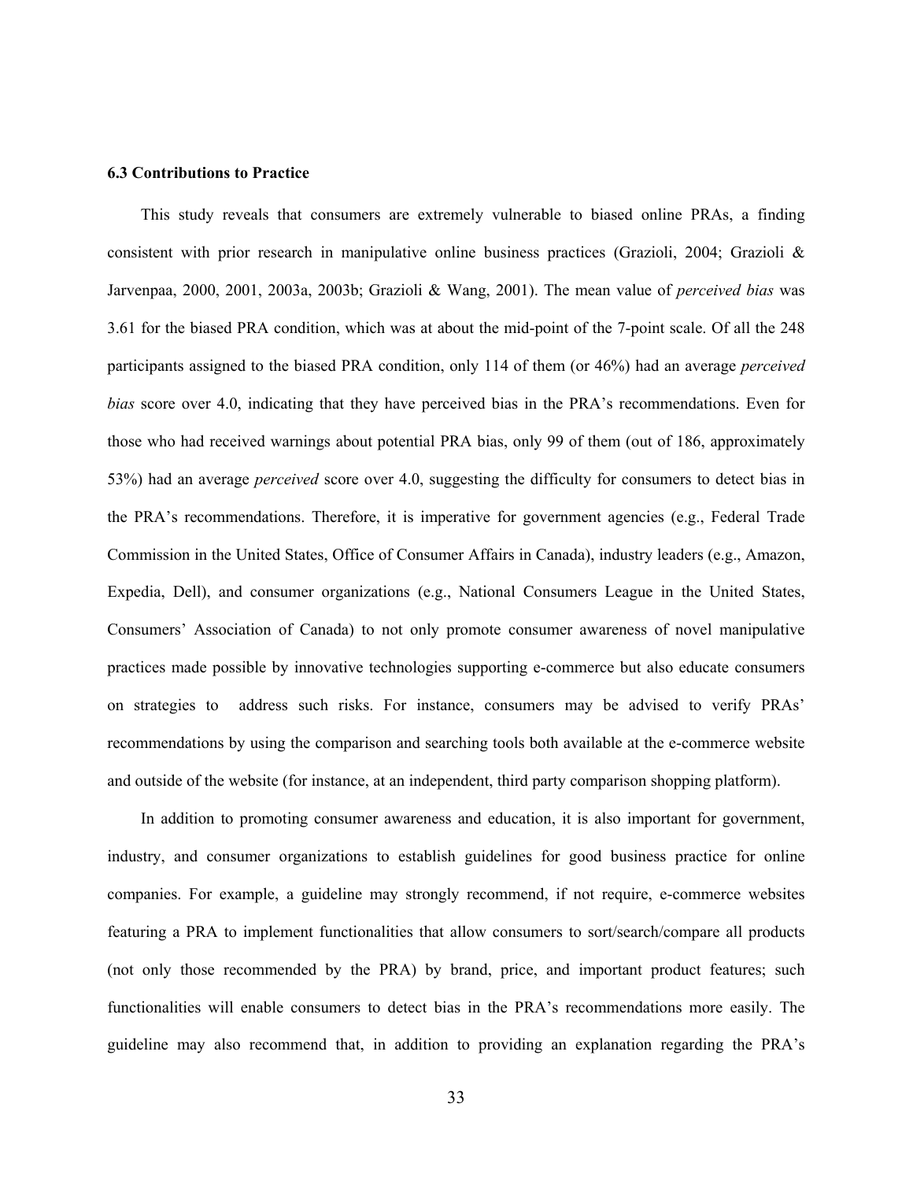### 6.3 Contributions to Practice

This study reveals that consumers are extremely vulnerable to biased online PRAs, a finding consistent with prior research in manipulative online business practices (Grazioli, 2004; Grazioli & Jarvenpaa, 2000, 2001, 2003a, 2003b; Grazioli & Wang, 2001). The mean value of *perceived bias* was 3.61 for the biased PRA condition, which was at about the mid-point of the 7-point scale. Of all the 248 participants assigned to the biased PRA condition, only 114 of them (or 46%) had an average *perceived bias* score over 4.0, indicating that they have perceived bias in the PRA's recommendations. Even for those who had received warnings about potential PRA bias, only 99 of them (out of 186, approximately 53%) had an average *perceived* score over 4.0, suggesting the difficulty for consumers to detect bias in the PRA's recommendations. Therefore, it is imperative for government agencies (e.g., Federal Trade Commission in the United States, Office of Consumer Affairs in Canada), industry leaders (e.g., Amazon, Expedia, Dell), and consumer organizations (e.g., National Consumers League in the United States, Consumers' Association of Canada) to not only promote consumer awareness of novel manipulative practices made possible by innovative technologies supporting e-commerce but also educate consumers on strategies to address such risks. For instance, consumers may be advised to verify PRAs' recommendations by using the comparison and searching tools both available at the e-commerce website and outside of the website (for instance, at an independent, third party comparison shopping platform).

In addition to promoting consumer awareness and education, it is also important for government, industry, and consumer organizations to establish guidelines for good business practice for online companies. For example, a guideline may strongly recommend, if not require, e-commerce websites featuring a PRA to implement functionalities that allow consumers to sort/search/compare all products (not only those recommended by the PRA) by brand, price, and important product features; such functionalities will enable consumers to detect bias in the PRA's recommendations more easily. The guideline may also recommend that, in addition to providing an explanation regarding the PRA's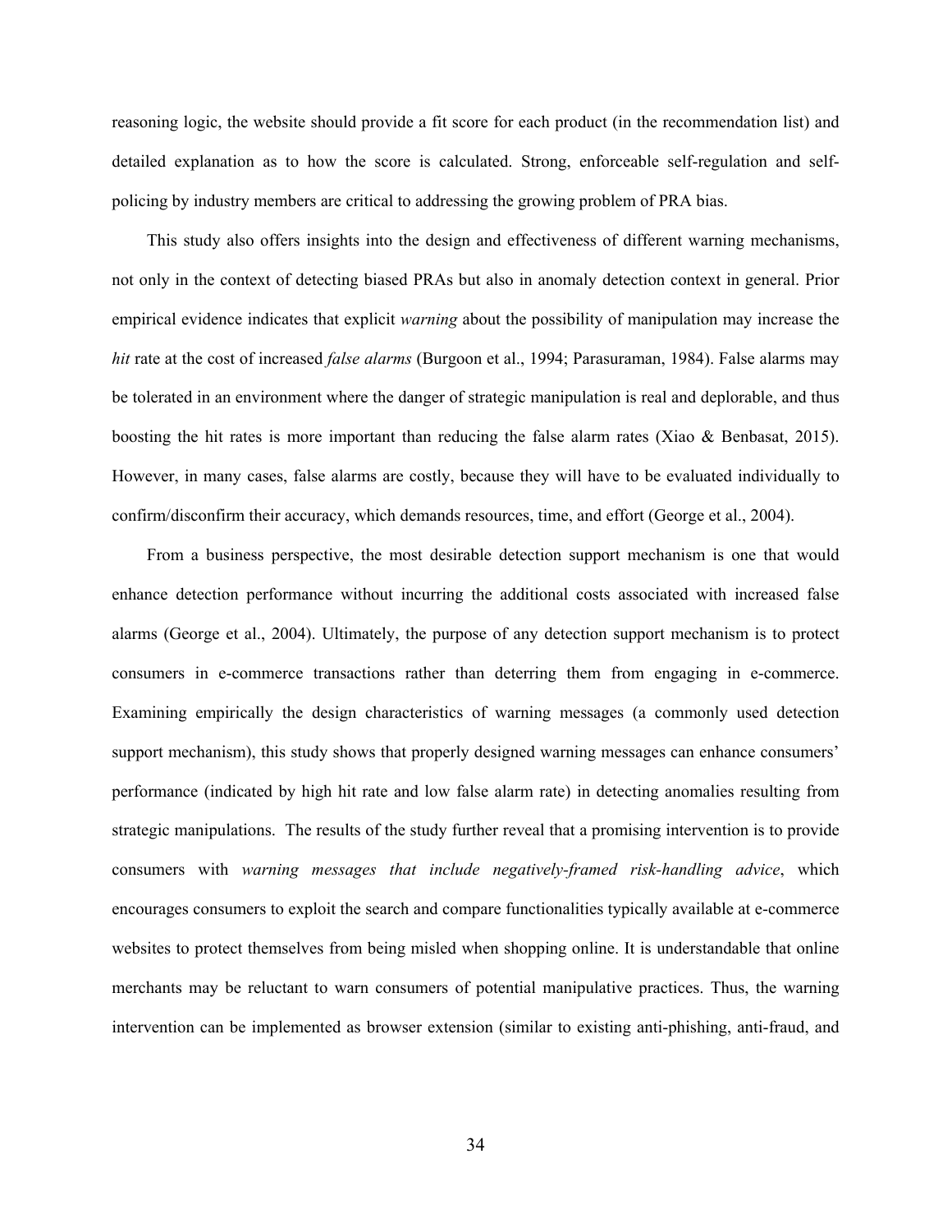reasoning logic, the website should provide a fit score for each product (in the recommendation list) and detailed explanation as to how the score is calculated. Strong, enforceable self-regulation and self-policing by industry members are critical to addressing the growing problem of PRA bias.

This study also offers insights into the design and effectiveness of different warning mechanisms, not only in the context of detecting biased PRAs but also in anomaly detection context in general. Prior empirical evidence indicates that explicit *warning* about the possibility of manipulation may increase the *hit* rate at the cost of increased *false alarms* (Burgoon et al., 1994; Parasuraman, 1984). False alarms may be tolerated in an environment where the danger of strategic manipulation is real and deplorable, and thus boosting the hit rates is more important than reducing the false alarm rates (Xiao & Benbasat, 2015). However, in many cases, false alarms are costly, because they will have to be evaluated individually to confirm/disconfirm their accuracy, which demands resources, time, and effort (George et al., 2004).

From a business perspective, the most desirable detection support mechanism is one that would enhance detection performance without incurring the additional costs associated with increased false alarms (George et al., 2004). Ultimately, the purpose of any detection support mechanism is to protect consumers in e-commerce transactions rather than deterring them from engaging in e-commerce. Examining empirically the design characteristics of warning messages (a commonly used detection support mechanism), this study shows that properly designed warning messages can enhance consumers' performance (indicated by high hit rate and low false alarm rate) in detecting anomalies resulting from strategic manipulations. The results of the study further reveal that a promising intervention is to provide consumers with *warning messages that include negatively-framed risk-handling advice*, which encourages consumers to exploit the search and compare functionalities typically available at e-commerce websites to protect themselves from being misled when shopping online. It is understandable that online merchants may be reluctant to warn consumers of potential manipulative practices. Thus, the warning intervention can be implemented as browser extension (similar to existing anti-phishing, anti-fraud, and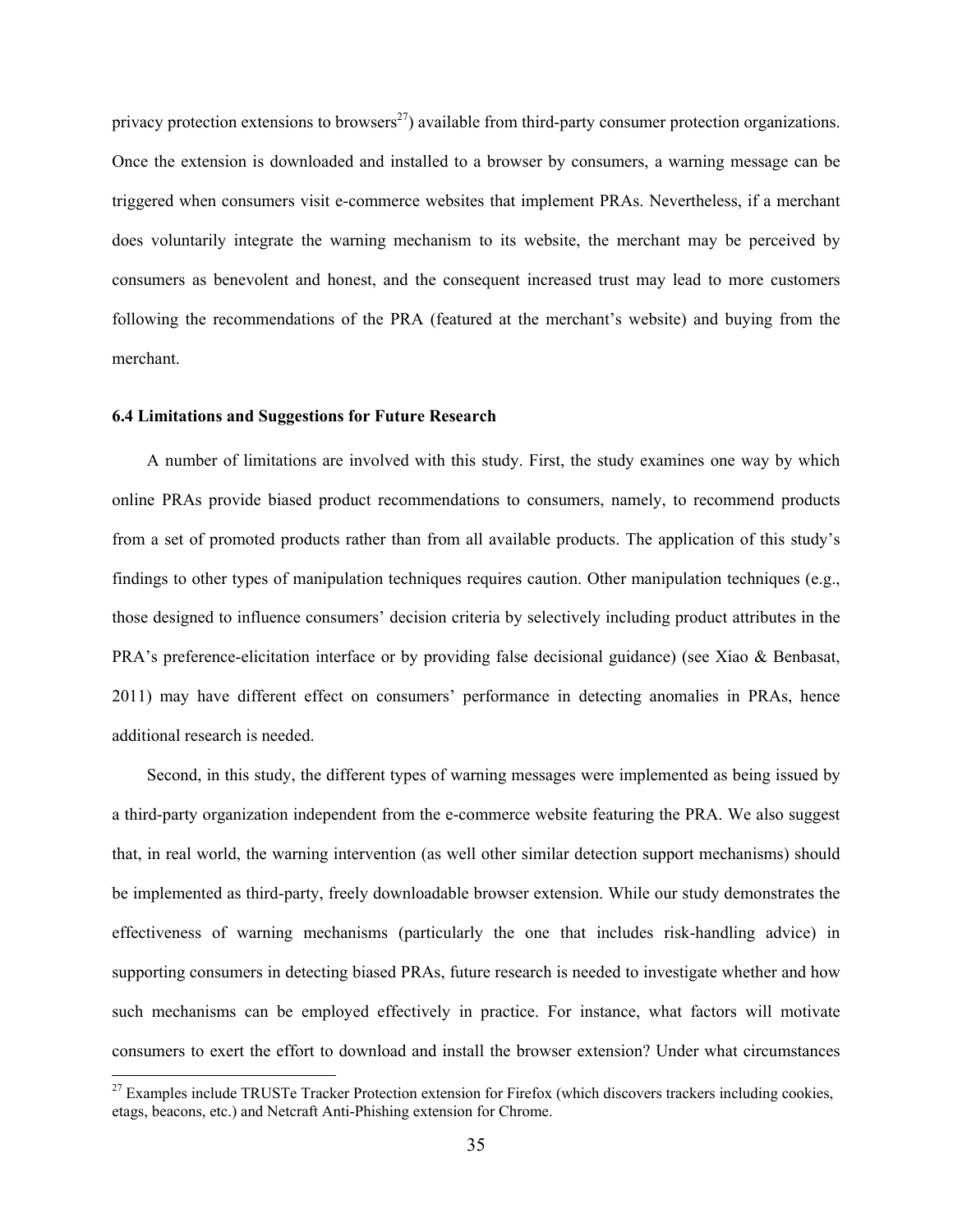privacy protection extensions to browsers[27]) available from third-party consumer protection organizations. Once the extension is downloaded and installed to a browser by consumers, a warning message can be triggered when consumers visit e-commerce websites that implement PRAs. Nevertheless, if a merchant does voluntarily integrate the warning mechanism to its website, the merchant may be perceived by consumers as benevolent and honest, and the consequent increased trust may lead to more customers following the recommendations of the PRA (featured at the merchant's website) and buying from the merchant.

### 6.4 Limitations and Suggestions for Future Research

A number of limitations are involved with this study. First, the study examines one way by which online PRAs provide biased product recommendations to consumers, namely, to recommend products from a set of promoted products rather than from all available products. The application of this study's findings to other types of manipulation techniques requires caution. Other manipulation techniques (e.g., those designed to influence consumers' decision criteria by selectively including product attributes in the PRA's preference-elicitation interface or by providing false decisional guidance) (see Xiao & Benbasat, 2011) may have different effect on consumers' performance in detecting anomalies in PRAs, hence additional research is needed.

Second, in this study, the different types of warning messages were implemented as being issued by a third-party organization independent from the e-commerce website featuring the PRA. We also suggest that, in real world, the warning intervention (as well other similar detection support mechanisms) should be implemented as third-party, freely downloadable browser extension. While our study demonstrates the effectiveness of warning mechanisms (particularly the one that includes risk-handling advice) in supporting consumers in detecting biased PRAs, future research is needed to investigate whether and how such mechanisms can be employed effectively in practice. For instance, what factors will motivate consumers to exert the effort to download and install the browser extension? Under what circumstances

[27] Examples include TRUSTe Tracker Protection extension for Firefox (which discovers trackers including cookies, etags, beacons, etc.) and Netcraft Anti-Phishing extension for Chrome.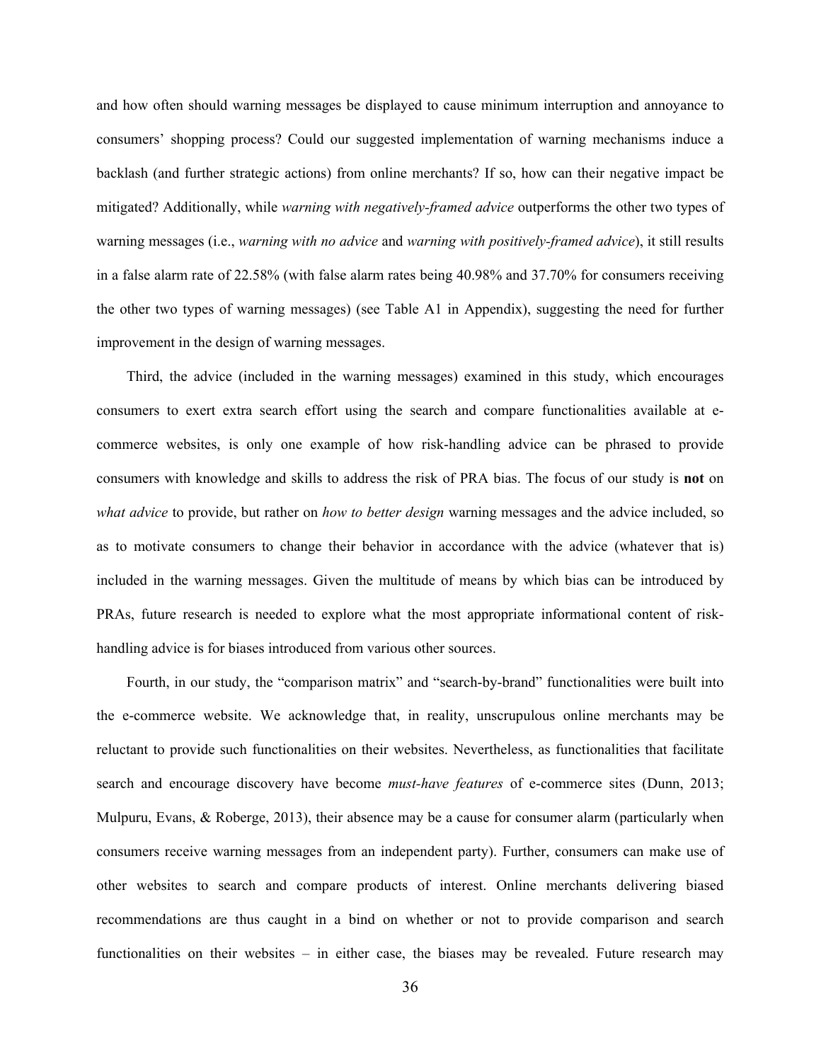and how often should warning messages be displayed to cause minimum interruption and annoyance to consumers' shopping process? Could our suggested implementation of warning mechanisms induce a backlash (and further strategic actions) from online merchants? If so, how can their negative impact be mitigated? Additionally, while *warning with negatively-framed advice* outperforms the other two types of warning messages (i.e., *warning with no advice* and *warning with positively-framed advice*), it still results in a false alarm rate of 22.58% (with false alarm rates being 40.98% and 37.70% for consumers receiving the other two types of warning messages) (see Table A1 in Appendix), suggesting the need for further improvement in the design of warning messages.

Third, the advice (included in the warning messages) examined in this study, which encourages consumers to exert extra search effort using the search and compare functionalities available at e-commerce websites, is only one example of how risk-handling advice can be phrased to provide consumers with knowledge and skills to address the risk of PRA bias. The focus of our study is **not** on *what advice* to provide, but rather on *how to better design* warning messages and the advice included, so as to motivate consumers to change their behavior in accordance with the advice (whatever that is) included in the warning messages. Given the multitude of means by which bias can be introduced by PRAs, future research is needed to explore what the most appropriate informational content of risk-handling advice is for biases introduced from various other sources.

Fourth, in our study, the "comparison matrix" and "search-by-brand" functionalities were built into the e-commerce website. We acknowledge that, in reality, unscrupulous online merchants may be reluctant to provide such functionalities on their websites. Nevertheless, as functionalities that facilitate search and encourage discovery have become *must-have features* of e-commerce sites (Dunn, 2013; Mulpuru, Evans, & Roberge, 2013), their absence may be a cause for consumer alarm (particularly when consumers receive warning messages from an independent party). Further, consumers can make use of other websites to search and compare products of interest. Online merchants delivering biased recommendations are thus caught in a bind on whether or not to provide comparison and search functionalities on their websites – in either case, the biases may be revealed. Future research may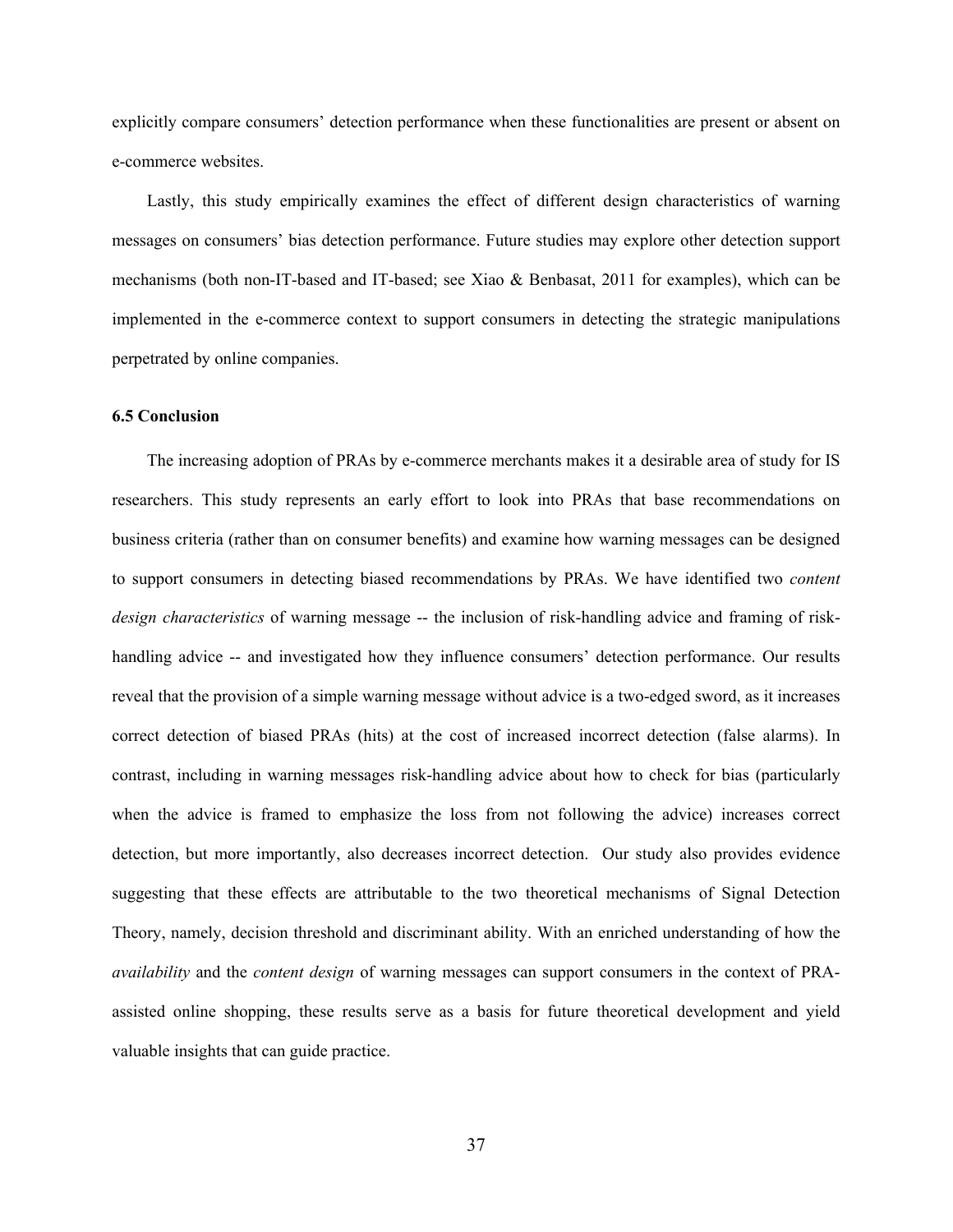explicitly compare consumers' detection performance when these functionalities are present or absent on e-commerce websites.

Lastly, this study empirically examines the effect of different design characteristics of warning messages on consumers' bias detection performance. Future studies may explore other detection support mechanisms (both non-IT-based and IT-based; see Xiao & Benbasat, 2011 for examples), which can be implemented in the e-commerce context to support consumers in detecting the strategic manipulations perpetrated by online companies.

### 6.5 Conclusion

The increasing adoption of PRAs by e-commerce merchants makes it a desirable area of study for IS researchers. This study represents an early effort to look into PRAs that base recommendations on business criteria (rather than on consumer benefits) and examine how warning messages can be designed to support consumers in detecting biased recommendations by PRAs. We have identified two *content design characteristics* of warning message -- the inclusion of risk-handling advice and framing of risk-handling advice -- and investigated how they influence consumers' detection performance. Our results reveal that the provision of a simple warning message without advice is a two-edged sword, as it increases correct detection of biased PRAs (hits) at the cost of increased incorrect detection (false alarms). In contrast, including in warning messages risk-handling advice about how to check for bias (particularly when the advice is framed to emphasize the loss from not following the advice) increases correct detection, but more importantly, also decreases incorrect detection. Our study also provides evidence suggesting that these effects are attributable to the two theoretical mechanisms of Signal Detection Theory, namely, decision threshold and discriminant ability. With an enriched understanding of how the *availability* and the *content design* of warning messages can support consumers in the context of PRA-assisted online shopping, these results serve as a basis for future theoretical development and yield valuable insights that can guide practice.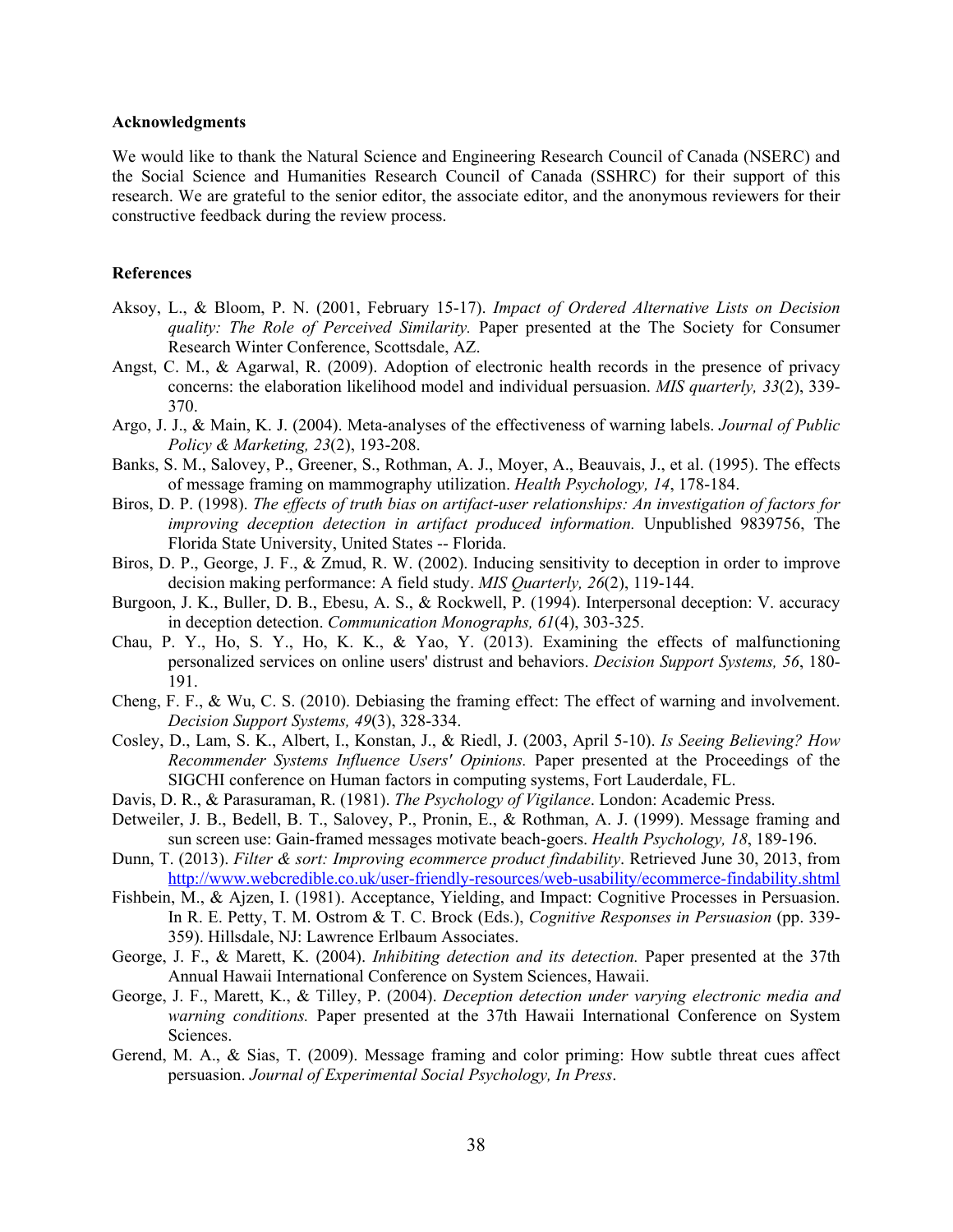**Acknowledgments**

We would like to thank the Natural Science and Engineering Research Council of Canada (NSERC) and the Social Science and Humanities Research Council of Canada (SSHRC) for their support of this research. We are grateful to the senior editor, the associate editor, and the anonymous reviewers for their constructive feedback during the review process.

**References**

Aksoy, L., & Bloom, P. N. (2001, February 15-17). *Impact of Ordered Alternative Lists on Decision quality: The Role of Perceived Similarity.* Paper presented at the The Society for Consumer Research Winter Conference, Scottsdale, AZ.

Angst, C. M., & Agarwal, R. (2009). Adoption of electronic health records in the presence of privacy concerns: the elaboration likelihood model and individual persuasion. *MIS quarterly, 33*(2), 339-370.

Argo, J. J., & Main, K. J. (2004). Meta-analyses of the effectiveness of warning labels. *Journal of Public Policy & Marketing, 23*(2), 193-208.

Banks, S. M., Salovey, P., Greener, S., Rothman, A. J., Moyer, A., Beauvais, J., et al. (1995). The effects of message framing on mammography utilization. *Health Psychology, 14*, 178-184.

Biros, D. P. (1998). *The effects of truth bias on artifact-user relationships: An investigation of factors for improving deception detection in artifact produced information.* Unpublished 9839756, The Florida State University, United States -- Florida.

Biros, D. P., George, J. F., & Zmud, R. W. (2002). Inducing sensitivity to deception in order to improve decision making performance: A field study. *MIS Quarterly, 26*(2), 119-144.

Burgoon, J. K., Buller, D. B., Ebesu, A. S., & Rockwell, P. (1994). Interpersonal deception: V. accuracy in deception detection. *Communication Monographs, 61*(4), 303-325.

Chau, P. Y., Ho, S. Y., Ho, K. K., & Yao, Y. (2013). Examining the effects of malfunctioning personalized services on online users' distrust and behaviors. *Decision Support Systems, 56*, 180-191.

Cheng, F. F., & Wu, C. S. (2010). Debiasing the framing effect: The effect of warning and involvement. *Decision Support Systems, 49*(3), 328-334.

Cosley, D., Lam, S. K., Albert, I., Konstan, J., & Riedl, J. (2003, April 5-10). *Is Seeing Believing? How Recommender Systems Influence Users' Opinions.* Paper presented at the Proceedings of the SIGCHI conference on Human factors in computing systems, Fort Lauderdale, FL.

Davis, D. R., & Parasuraman, R. (1981). *The Psychology of Vigilance*. London: Academic Press.

Detweiler, J. B., Bedell, B. T., Salovey, P., Pronin, E., & Rothman, A. J. (1999). Message framing and sun screen use: Gain-framed messages motivate beach-goers. *Health Psychology, 18*, 189-196.

Dunn, T. (2013). *Filter & sort: Improving ecommerce product findability*. Retrieved June 30, 2013, from http://www.webcredible.co.uk/user-friendly-resources/web-usability/ecommerce-findability.shtml

Fishbein, M., & Ajzen, I. (1981). Acceptance, Yielding, and Impact: Cognitive Processes in Persuasion. In R. E. Petty, T. M. Ostrom & T. C. Brock (Eds.), *Cognitive Responses in Persuasion* (pp. 339-359). Hillsdale, NJ: Lawrence Erlbaum Associates.

George, J. F., & Marett, K. (2004). *Inhibiting detection and its detection.* Paper presented at the 37th Annual Hawaii International Conference on System Sciences, Hawaii.

George, J. F., Marett, K., & Tilley, P. (2004). *Deception detection under varying electronic media and warning conditions.* Paper presented at the 37th Hawaii International Conference on System Sciences.

Gerend, M. A., & Sias, T. (2009). Message framing and color priming: How subtle threat cues affect persuasion. *Journal of Experimental Social Psychology, In Press*.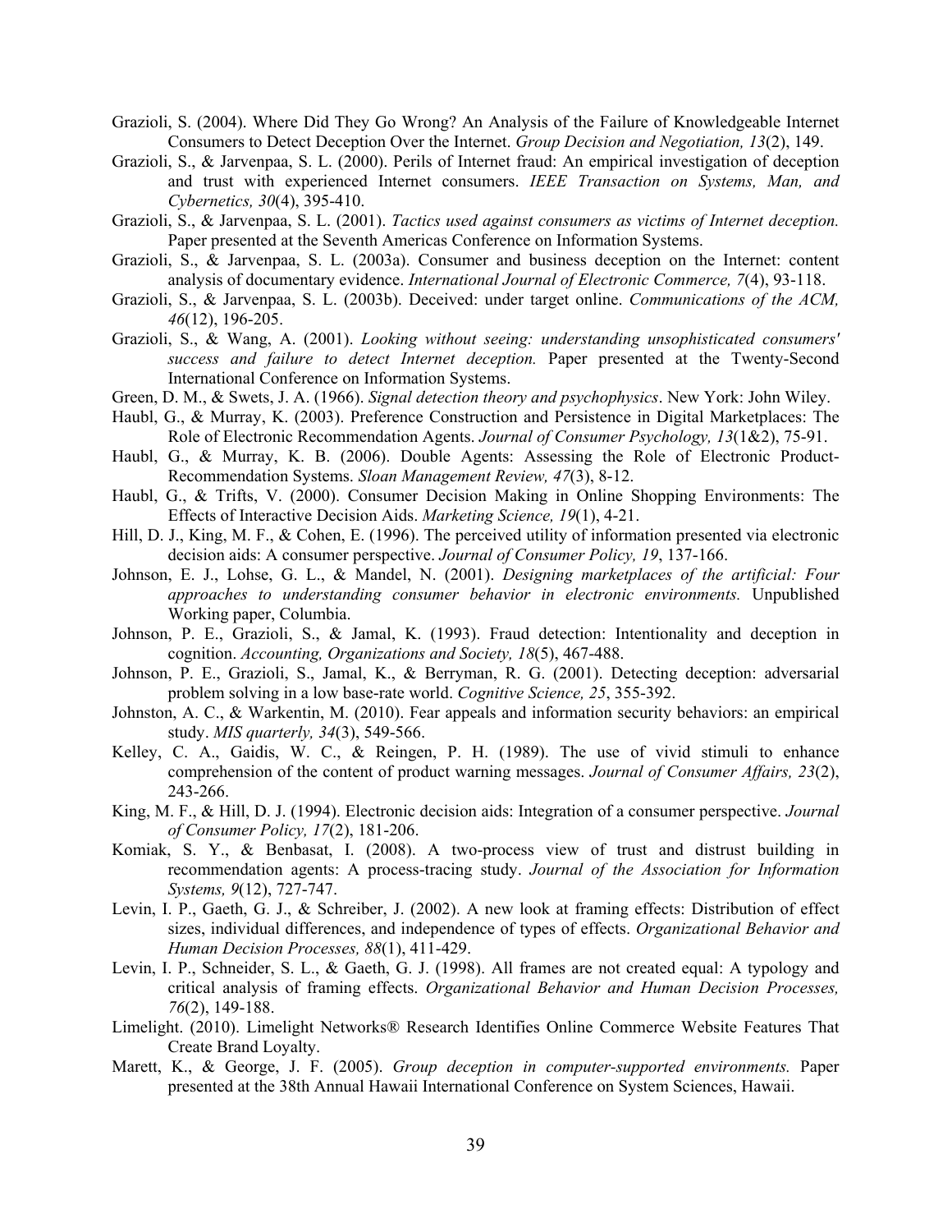Grazioli, S. (2004). Where Did They Go Wrong? An Analysis of the Failure of Knowledgeable Internet Consumers to Detect Deception Over the Internet. *Group Decision and Negotiation, 13*(2), 149.

Grazioli, S., & Jarvenpaa, S. L. (2000). Perils of Internet fraud: An empirical investigation of deception and trust with experienced Internet consumers. *IEEE Transaction on Systems, Man, and Cybernetics, 30*(4), 395-410.

Grazioli, S., & Jarvenpaa, S. L. (2001). *Tactics used against consumers as victims of Internet deception.* Paper presented at the Seventh Americas Conference on Information Systems.

Grazioli, S., & Jarvenpaa, S. L. (2003a). Consumer and business deception on the Internet: content analysis of documentary evidence. *International Journal of Electronic Commerce, 7*(4), 93-118.

Grazioli, S., & Jarvenpaa, S. L. (2003b). Deceived: under target online. *Communications of the ACM, 46*(12), 196-205.

Grazioli, S., & Wang, A. (2001). *Looking without seeing: understanding unsophisticated consumers' success and failure to detect Internet deception.* Paper presented at the Twenty-Second International Conference on Information Systems.

Green, D. M., & Swets, J. A. (1966). *Signal detection theory and psychophysics*. New York: John Wiley.

Haubl, G., & Murray, K. (2003). Preference Construction and Persistence in Digital Marketplaces: The Role of Electronic Recommendation Agents. *Journal of Consumer Psychology, 13*(1&2), 75-91.

Haubl, G., & Murray, K. B. (2006). Double Agents: Assessing the Role of Electronic Product-Recommendation Systems. *Sloan Management Review, 47*(3), 8-12.

Haubl, G., & Trifts, V. (2000). Consumer Decision Making in Online Shopping Environments: The Effects of Interactive Decision Aids. *Marketing Science, 19*(1), 4-21.

Hill, D. J., King, M. F., & Cohen, E. (1996). The perceived utility of information presented via electronic decision aids: A consumer perspective. *Journal of Consumer Policy, 19*, 137-166.

Johnson, E. J., Lohse, G. L., & Mandel, N. (2001). *Designing marketplaces of the artificial: Four approaches to understanding consumer behavior in electronic environments.* Unpublished Working paper, Columbia.

Johnson, P. E., Grazioli, S., & Jamal, K. (1993). Fraud detection: Intentionality and deception in cognition. *Accounting, Organizations and Society, 18*(5), 467-488.

Johnson, P. E., Grazioli, S., Jamal, K., & Berryman, R. G. (2001). Detecting deception: adversarial problem solving in a low base-rate world. *Cognitive Science, 25*, 355-392.

Johnston, A. C., & Warkentin, M. (2010). Fear appeals and information security behaviors: an empirical study. *MIS quarterly, 34*(3), 549-566.

Kelley, C. A., Gaidis, W. C., & Reingen, P. H. (1989). The use of vivid stimuli to enhance comprehension of the content of product warning messages. *Journal of Consumer Affairs, 23*(2), 243-266.

King, M. F., & Hill, D. J. (1994). Electronic decision aids: Integration of a consumer perspective. *Journal of Consumer Policy, 17*(2), 181-206.

Komiak, S. Y., & Benbasat, I. (2008). A two-process view of trust and distrust building in recommendation agents: A process-tracing study. *Journal of the Association for Information Systems, 9*(12), 727-747.

Levin, I. P., Gaeth, G. J., & Schreiber, J. (2002). A new look at framing effects: Distribution of effect sizes, individual differences, and independence of types of effects. *Organizational Behavior and Human Decision Processes, 88*(1), 411-429.

Levin, I. P., Schneider, S. L., & Gaeth, G. J. (1998). All frames are not created equal: A typology and critical analysis of framing effects. *Organizational Behavior and Human Decision Processes, 76*(2), 149-188.

Limelight. (2010). Limelight Networks® Research Identifies Online Commerce Website Features That Create Brand Loyalty.

Marett, K., & George, J. F. (2005). *Group deception in computer-supported environments.* Paper presented at the 38th Annual Hawaii International Conference on System Sciences, Hawaii.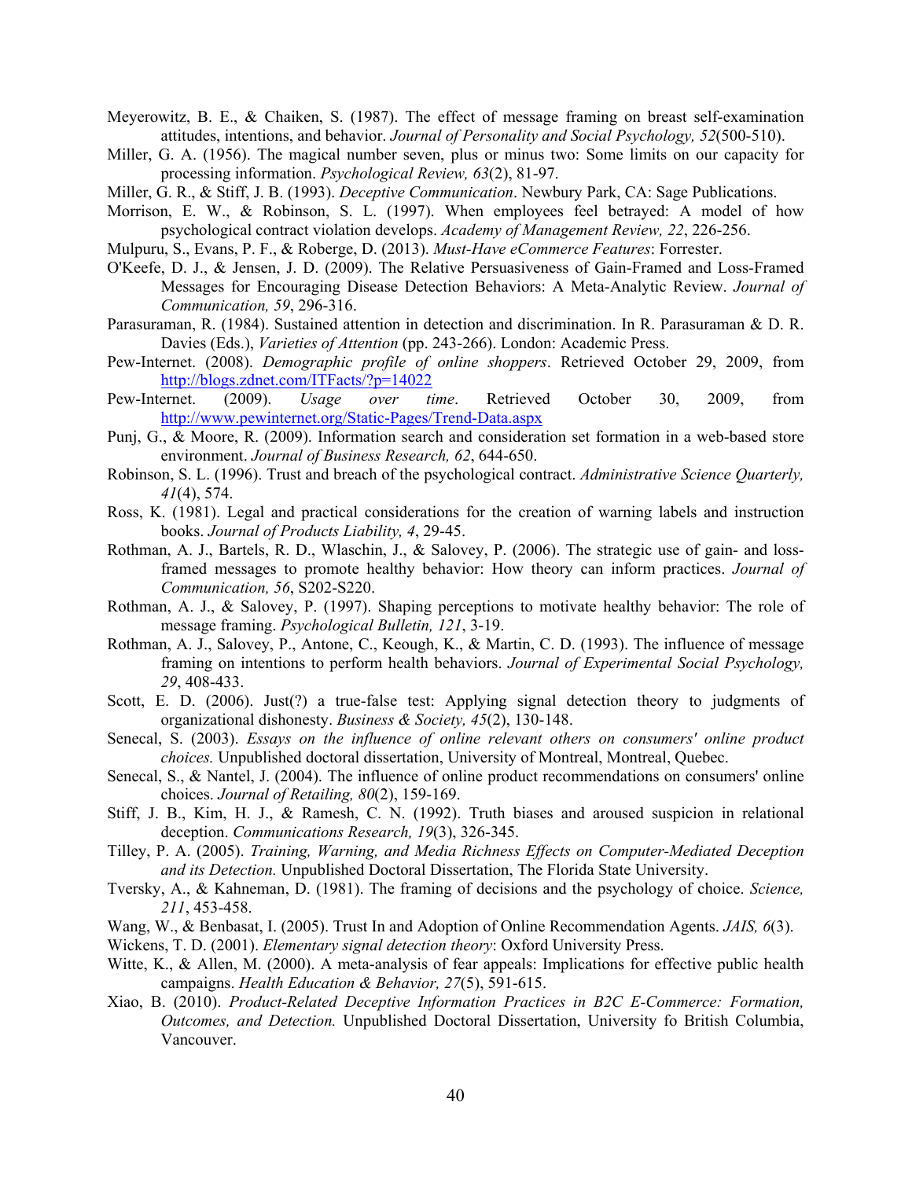Meyerowitz, B. E., & Chaiken, S. (1987). The effect of message framing on breast self-examination attitudes, intentions, and behavior. *Journal of Personality and Social Psychology, 52*(500-510).

Miller, G. A. (1956). The magical number seven, plus or minus two: Some limits on our capacity for processing information. *Psychological Review, 63*(2), 81-97.

Miller, G. R., & Stiff, J. B. (1993). *Deceptive Communication*. Newbury Park, CA: Sage Publications.

Morrison, E. W., & Robinson, S. L. (1997). When employees feel betrayed: A model of how psychological contract violation develops. *Academy of Management Review, 22*, 226-256.

Mulpuru, S., Evans, P. F., & Roberge, D. (2013). *Must-Have eCommerce Features*: Forrester.

O'Keefe, D. J., & Jensen, J. D. (2009). The Relative Persuasiveness of Gain-Framed and Loss-Framed Messages for Encouraging Disease Detection Behaviors: A Meta-Analytic Review. *Journal of Communication, 59*, 296-316.

Parasuraman, R. (1984). Sustained attention in detection and discrimination. In R. Parasuraman & D. R. Davies (Eds.), *Varieties of Attention* (pp. 243-266). London: Academic Press.

Pew-Internet. (2008). *Demographic profile of online shoppers*. Retrieved October 29, 2009, from http://blogs.zdnet.com/ITFacts/?p=14022

Pew-Internet. (2009). *Usage over time*. Retrieved October 30, 2009, from http://www.pewinternet.org/Static-Pages/Trend-Data.aspx

Punj, G., & Moore, R. (2009). Information search and consideration set formation in a web-based store environment. *Journal of Business Research, 62*, 644-650.

Robinson, S. L. (1996). Trust and breach of the psychological contract. *Administrative Science Quarterly, 41*(4), 574.

Ross, K. (1981). Legal and practical considerations for the creation of warning labels and instruction books. *Journal of Products Liability, 4*, 29-45.

Rothman, A. J., Bartels, R. D., Wlaschin, J., & Salovey, P. (2006). The strategic use of gain- and loss-framed messages to promote healthy behavior: How theory can inform practices. *Journal of Communication, 56*, S202-S220.

Rothman, A. J., & Salovey, P. (1997). Shaping perceptions to motivate healthy behavior: The role of message framing. *Psychological Bulletin, 121*, 3-19.

Rothman, A. J., Salovey, P., Antone, C., Keough, K., & Martin, C. D. (1993). The influence of message framing on intentions to perform health behaviors. *Journal of Experimental Social Psychology, 29*, 408-433.

Scott, E. D. (2006). Just(?) a true-false test: Applying signal detection theory to judgments of organizational dishonesty. *Business & Society, 45*(2), 130-148.

Senecal, S. (2003). *Essays on the influence of online relevant others on consumers' online product choices.* Unpublished doctoral dissertation, University of Montreal, Montreal, Quebec.

Senecal, S., & Nantel, J. (2004). The influence of online product recommendations on consumers' online choices. *Journal of Retailing, 80*(2), 159-169.

Stiff, J. B., Kim, H. J., & Ramesh, C. N. (1992). Truth biases and aroused suspicion in relational deception. *Communications Research, 19*(3), 326-345.

Tilley, P. A. (2005). *Training, Warning, and Media Richness Effects on Computer-Mediated Deception and its Detection.* Unpublished Doctoral Dissertation, The Florida State University.

Tversky, A., & Kahneman, D. (1981). The framing of decisions and the psychology of choice. *Science, 211*, 453-458.

Wang, W., & Benbasat, I. (2005). Trust In and Adoption of Online Recommendation Agents. *JAIS, 6*(3).

Wickens, T. D. (2001). *Elementary signal detection theory*: Oxford University Press.

Witte, K., & Allen, M. (2000). A meta-analysis of fear appeals: Implications for effective public health campaigns. *Health Education & Behavior, 27*(5), 591-615.

Xiao, B. (2010). *Product-Related Deceptive Information Practices in B2C E-Commerce: Formation, Outcomes, and Detection.* Unpublished Doctoral Dissertation, University fo British Columbia, Vancouver.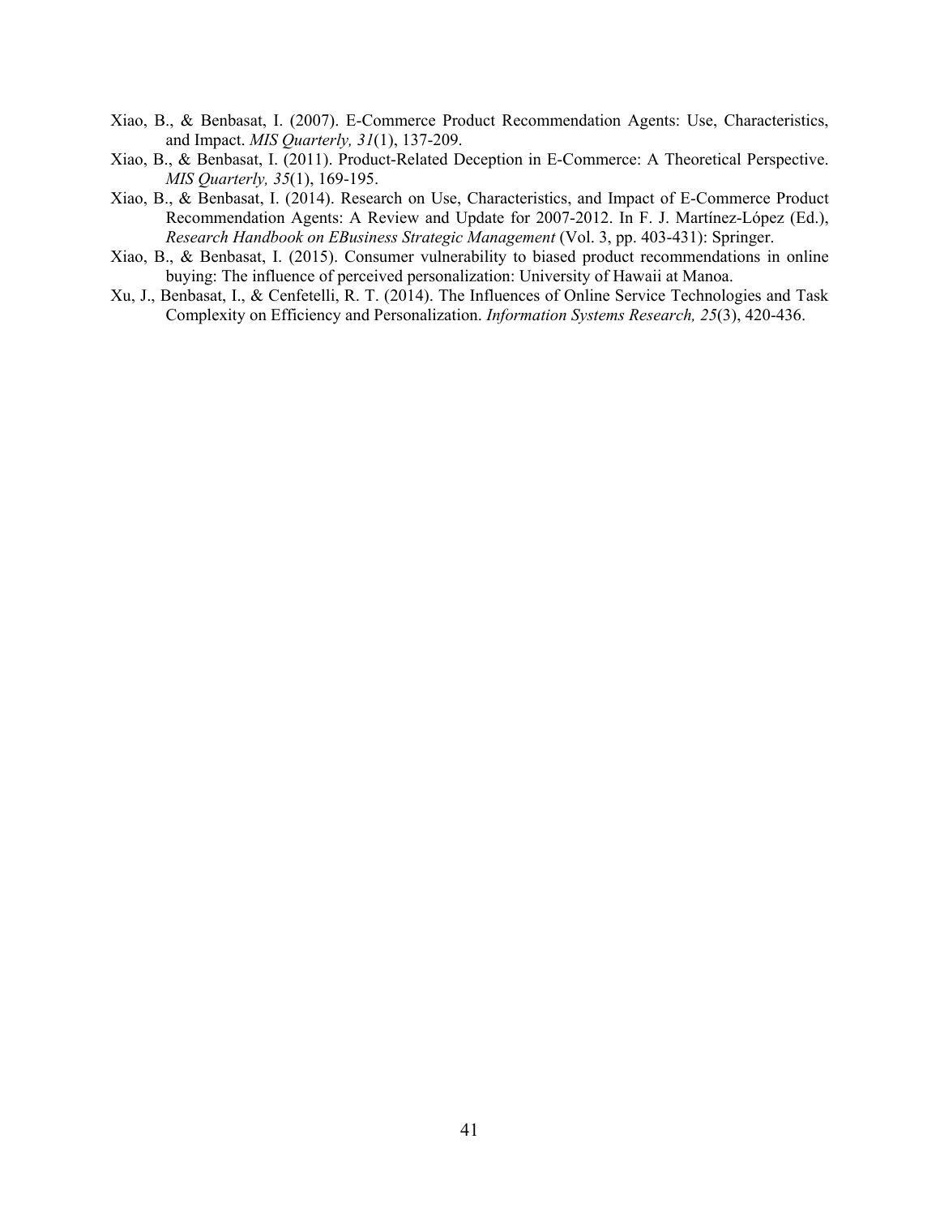Xiao, B., & Benbasat, I. (2007). E-Commerce Product Recommendation Agents: Use, Characteristics, and Impact. *MIS Quarterly, 31*(1), 137-209.

Xiao, B., & Benbasat, I. (2011). Product-Related Deception in E-Commerce: A Theoretical Perspective. *MIS Quarterly, 35*(1), 169-195.

Xiao, B., & Benbasat, I. (2014). Research on Use, Characteristics, and Impact of E-Commerce Product Recommendation Agents: A Review and Update for 2007-2012. In F. J. Martínez-López (Ed.), *Research Handbook on EBusiness Strategic Management* (Vol. 3, pp. 403-431): Springer.

Xiao, B., & Benbasat, I. (2015). Consumer vulnerability to biased product recommendations in online buying: The influence of perceived personalization: University of Hawaii at Manoa.

Xu, J., Benbasat, I., & Cenfetelli, R. T. (2014). The Influences of Online Service Technologies and Task Complexity on Efficiency and Personalization. *Information Systems Research, 25*(3), 420-436.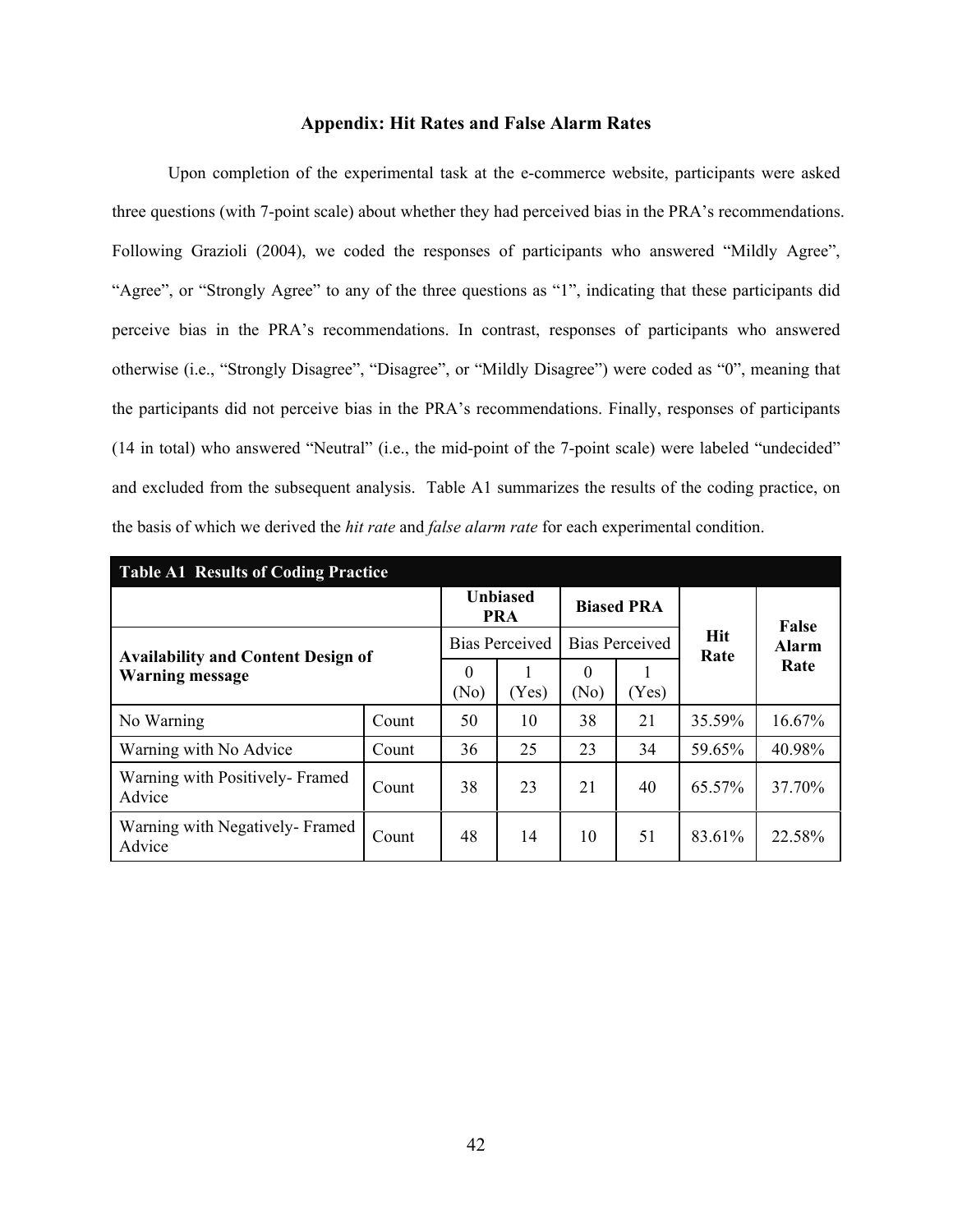## Appendix: Hit Rates and False Alarm Rates

Upon completion of the experimental task at the e-commerce website, participants were asked three questions (with 7-point scale) about whether they had perceived bias in the PRA's recommendations. Following Grazioli (2004), we coded the responses of participants who answered "Mildly Agree", "Agree", or "Strongly Agree" to any of the three questions as "1", indicating that these participants did perceive bias in the PRA's recommendations. In contrast, responses of participants who answered otherwise (i.e., "Strongly Disagree", "Disagree", or "Mildly Disagree") were coded as "0", meaning that the participants did not perceive bias in the PRA's recommendations. Finally, responses of participants (14 in total) who answered "Neutral" (i.e., the mid-point of the 7-point scale) were labeled "undecided" and excluded from the subsequent analysis. Table A1 summarizes the results of the coding practice, on the basis of which we derived the *hit rate* and *false alarm rate* for each experimental condition.

**Table A1 Results of Coding Practice**

| | | **Unbiased PRA** | | **Biased PRA** | | **Hit Rate** | **False Alarm Rate** |
|---|---|---|---|---|---|---|---|
| **Availability and Content Design of Warning message** | | Bias Perceived | | Bias Perceived | | | |
| | | 0 (No) | 1 (Yes) | 0 (No) | 1 (Yes) | | |
| No Warning | Count | 50 | 10 | 38 | 21 | 35.59% | 16.67% |
| Warning with No Advice | Count | 36 | 25 | 23 | 34 | 59.65% | 40.98% |
| Warning with Positively- Framed Advice | Count | 38 | 23 | 21 | 40 | 65.57% | 37.70% |
| Warning with Negatively- Framed Advice | Count | 48 | 14 | 10 | 51 | 83.61% | 22.58% |